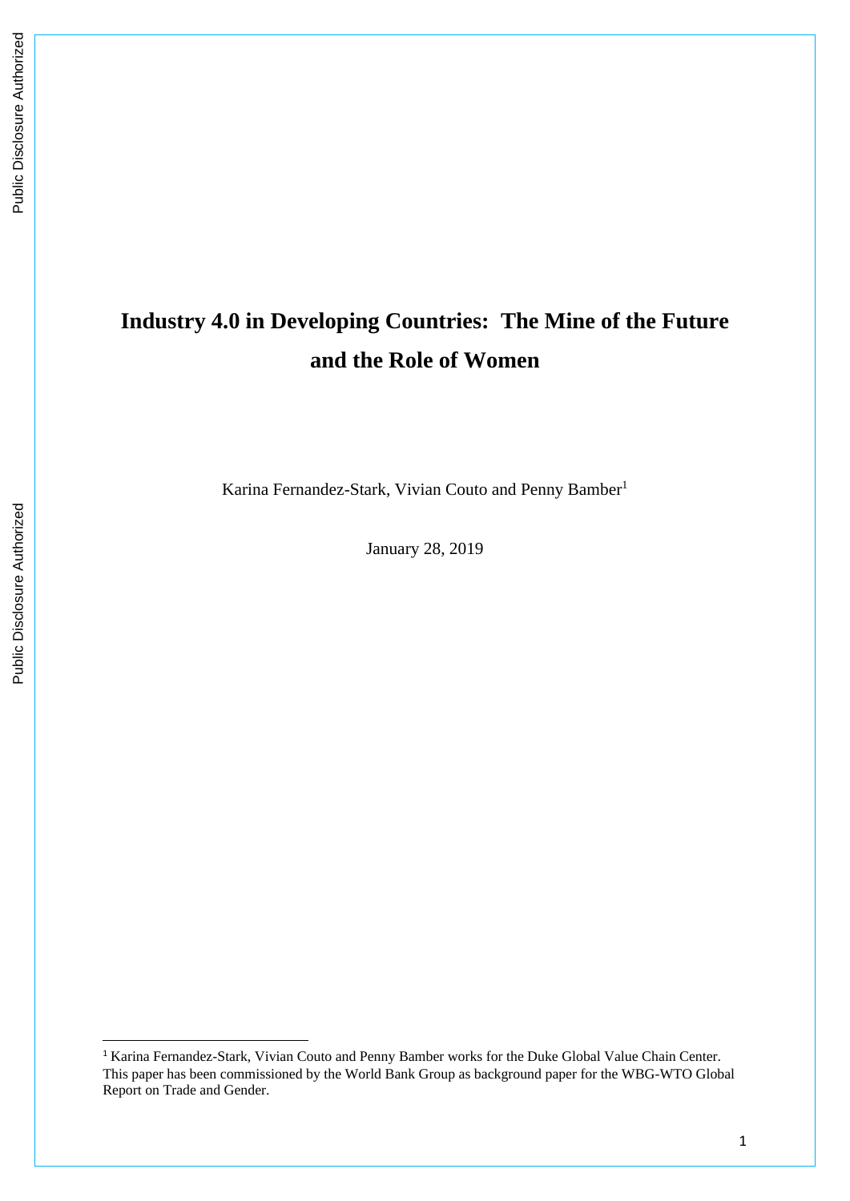# Industry 4.0 in Developing Countries: The Mine of the Future and the Role of Women

Karina Fernandez-Stark, Vivian Couto and Penny Bamber[1]

January 28, 2019

[1] Karina Fernandez-Stark, Vivian Couto and Penny Bamber works for the Duke Global Value Chain Center. This paper has been commissioned by the World Bank Group as background paper for the WBG-WTO Global Report on Trade and Gender.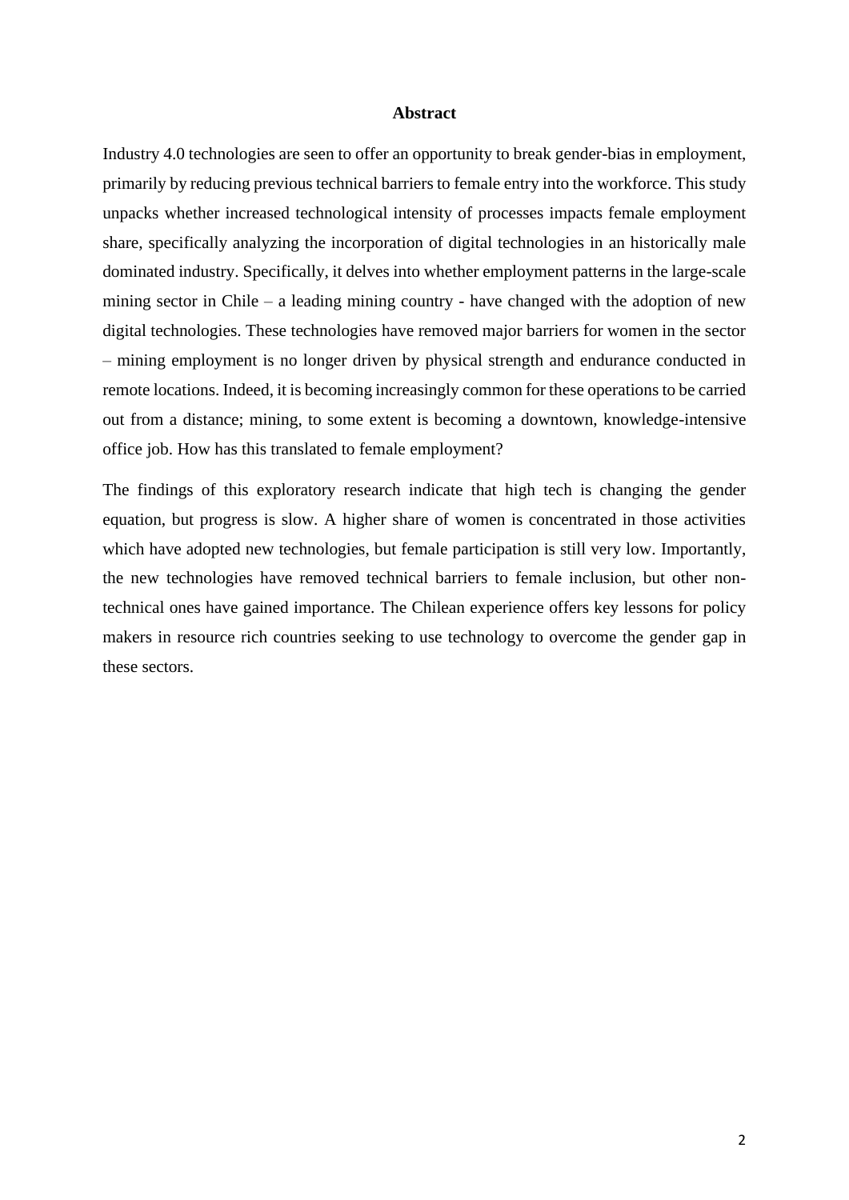# Abstract

Industry 4.0 technologies are seen to offer an opportunity to break gender-bias in employment, primarily by reducing previous technical barriers to female entry into the workforce. This study unpacks whether increased technological intensity of processes impacts female employment share, specifically analyzing the incorporation of digital technologies in an historically male dominated industry. Specifically, it delves into whether employment patterns in the large-scale mining sector in Chile – a leading mining country - have changed with the adoption of new digital technologies. These technologies have removed major barriers for women in the sector – mining employment is no longer driven by physical strength and endurance conducted in remote locations. Indeed, it is becoming increasingly common for these operations to be carried out from a distance; mining, to some extent is becoming a downtown, knowledge-intensive office job. How has this translated to female employment?

The findings of this exploratory research indicate that high tech is changing the gender equation, but progress is slow. A higher share of women is concentrated in those activities which have adopted new technologies, but female participation is still very low. Importantly, the new technologies have removed technical barriers to female inclusion, but other non-technical ones have gained importance. The Chilean experience offers key lessons for policy makers in resource rich countries seeking to use technology to overcome the gender gap in these sectors.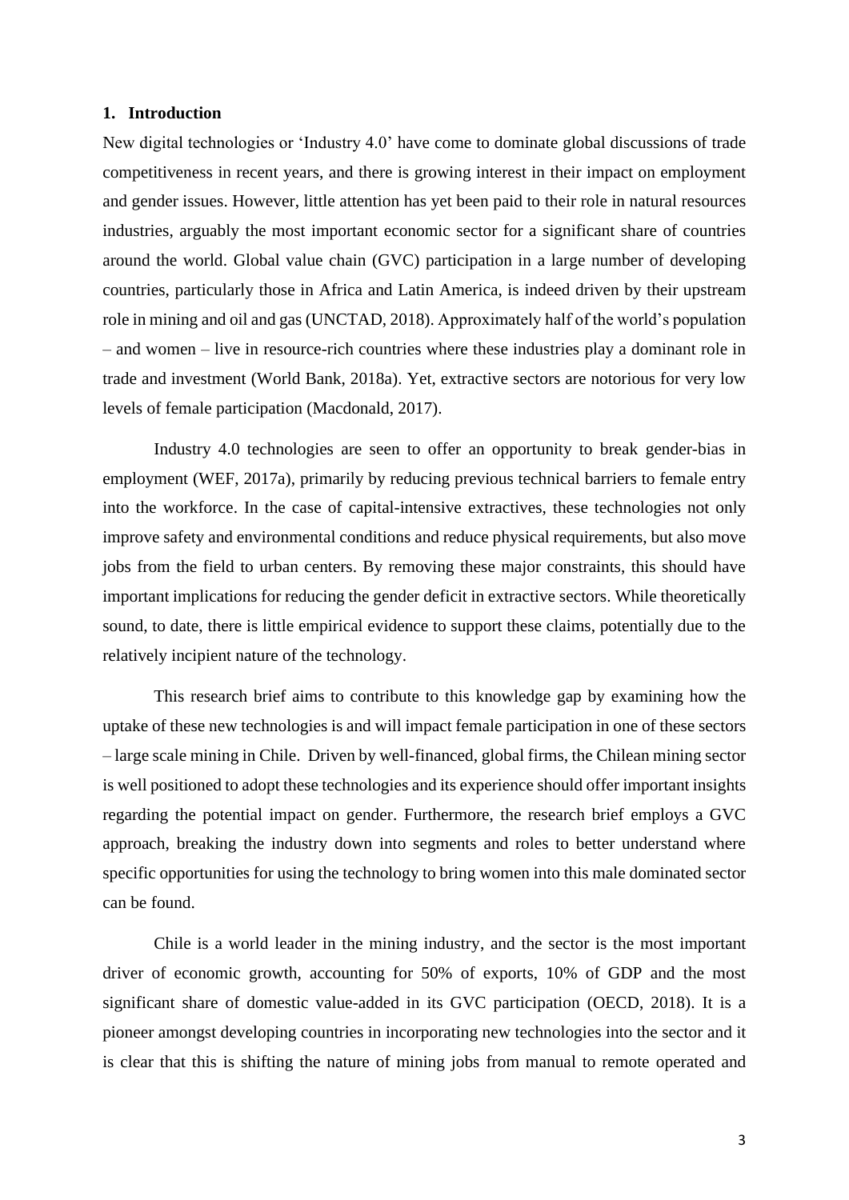## 1. Introduction

New digital technologies or 'Industry 4.0' have come to dominate global discussions of trade competitiveness in recent years, and there is growing interest in their impact on employment and gender issues. However, little attention has yet been paid to their role in natural resources industries, arguably the most important economic sector for a significant share of countries around the world. Global value chain (GVC) participation in a large number of developing countries, particularly those in Africa and Latin America, is indeed driven by their upstream role in mining and oil and gas (UNCTAD, 2018). Approximately half of the world's population – and women – live in resource-rich countries where these industries play a dominant role in trade and investment (World Bank, 2018a). Yet, extractive sectors are notorious for very low levels of female participation (Macdonald, 2017).

Industry 4.0 technologies are seen to offer an opportunity to break gender-bias in employment (WEF, 2017a), primarily by reducing previous technical barriers to female entry into the workforce. In the case of capital-intensive extractives, these technologies not only improve safety and environmental conditions and reduce physical requirements, but also move jobs from the field to urban centers. By removing these major constraints, this should have important implications for reducing the gender deficit in extractive sectors. While theoretically sound, to date, there is little empirical evidence to support these claims, potentially due to the relatively incipient nature of the technology.

This research brief aims to contribute to this knowledge gap by examining how the uptake of these new technologies is and will impact female participation in one of these sectors – large scale mining in Chile. Driven by well-financed, global firms, the Chilean mining sector is well positioned to adopt these technologies and its experience should offer important insights regarding the potential impact on gender. Furthermore, the research brief employs a GVC approach, breaking the industry down into segments and roles to better understand where specific opportunities for using the technology to bring women into this male dominated sector can be found.

Chile is a world leader in the mining industry, and the sector is the most important driver of economic growth, accounting for 50% of exports, 10% of GDP and the most significant share of domestic value-added in its GVC participation (OECD, 2018). It is a pioneer amongst developing countries in incorporating new technologies into the sector and it is clear that this is shifting the nature of mining jobs from manual to remote operated and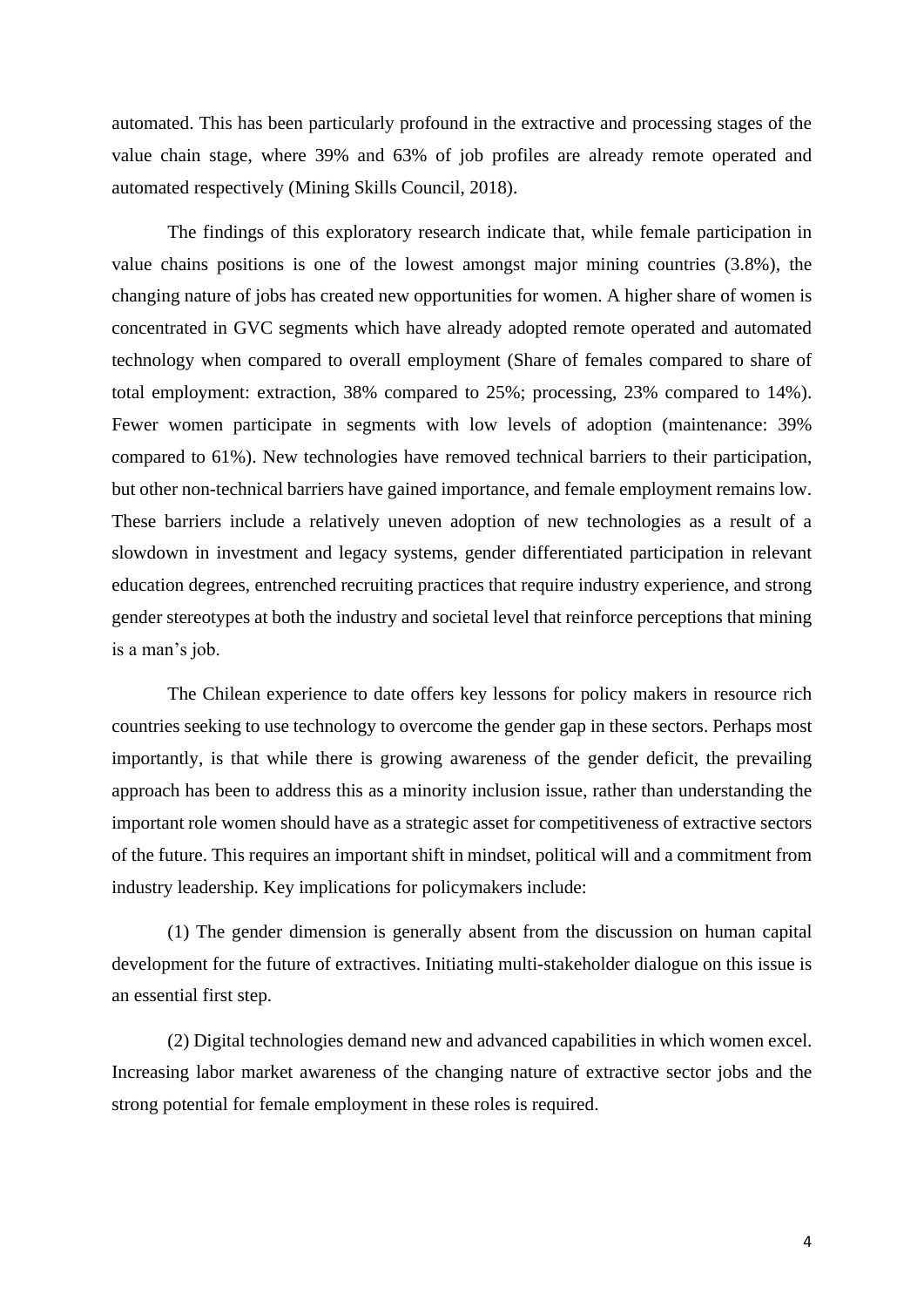automated. This has been particularly profound in the extractive and processing stages of the value chain stage, where 39% and 63% of job profiles are already remote operated and automated respectively (Mining Skills Council, 2018).

The findings of this exploratory research indicate that, while female participation in value chains positions is one of the lowest amongst major mining countries (3.8%), the changing nature of jobs has created new opportunities for women. A higher share of women is concentrated in GVC segments which have already adopted remote operated and automated technology when compared to overall employment (Share of females compared to share of total employment: extraction, 38% compared to 25%; processing, 23% compared to 14%). Fewer women participate in segments with low levels of adoption (maintenance: 39% compared to 61%). New technologies have removed technical barriers to their participation, but other non-technical barriers have gained importance, and female employment remains low. These barriers include a relatively uneven adoption of new technologies as a result of a slowdown in investment and legacy systems, gender differentiated participation in relevant education degrees, entrenched recruiting practices that require industry experience, and strong gender stereotypes at both the industry and societal level that reinforce perceptions that mining is a man's job.

The Chilean experience to date offers key lessons for policy makers in resource rich countries seeking to use technology to overcome the gender gap in these sectors. Perhaps most importantly, is that while there is growing awareness of the gender deficit, the prevailing approach has been to address this as a minority inclusion issue, rather than understanding the important role women should have as a strategic asset for competitiveness of extractive sectors of the future. This requires an important shift in mindset, political will and a commitment from industry leadership. Key implications for policymakers include:

(1) The gender dimension is generally absent from the discussion on human capital development for the future of extractives. Initiating multi-stakeholder dialogue on this issue is an essential first step.

(2) Digital technologies demand new and advanced capabilities in which women excel. Increasing labor market awareness of the changing nature of extractive sector jobs and the strong potential for female employment in these roles is required.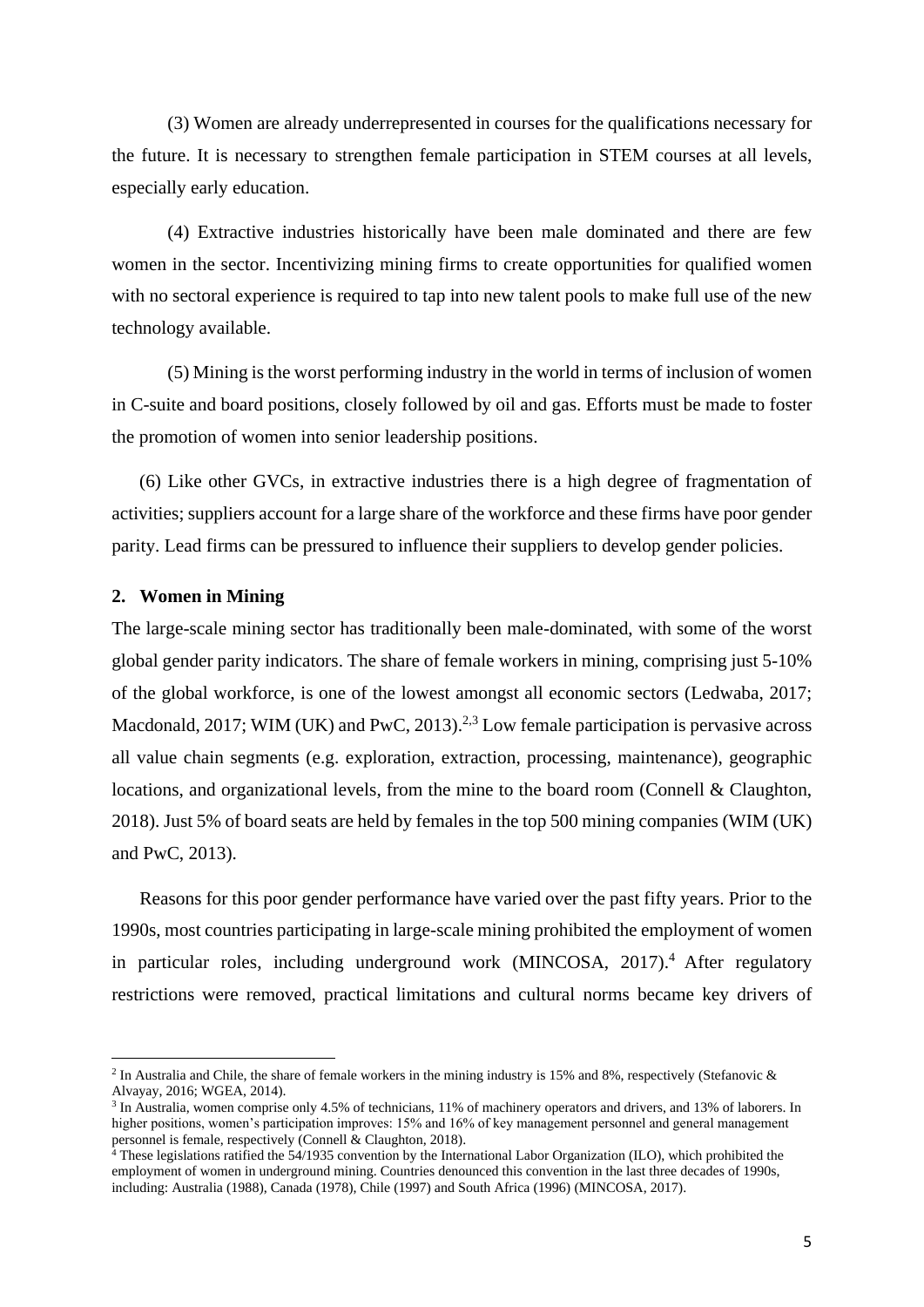(3) Women are already underrepresented in courses for the qualifications necessary for the future. It is necessary to strengthen female participation in STEM courses at all levels, especially early education.

(4) Extractive industries historically have been male dominated and there are few women in the sector. Incentivizing mining firms to create opportunities for qualified women with no sectoral experience is required to tap into new talent pools to make full use of the new technology available.

(5) Mining is the worst performing industry in the world in terms of inclusion of women in C-suite and board positions, closely followed by oil and gas. Efforts must be made to foster the promotion of women into senior leadership positions.

(6) Like other GVCs, in extractive industries there is a high degree of fragmentation of activities; suppliers account for a large share of the workforce and these firms have poor gender parity. Lead firms can be pressured to influence their suppliers to develop gender policies.

## 2. Women in Mining

The large-scale mining sector has traditionally been male-dominated, with some of the worst global gender parity indicators. The share of female workers in mining, comprising just 5-10% of the global workforce, is one of the lowest amongst all economic sectors (Ledwaba, 2017; Macdonald, 2017; WIM (UK) and PwC, 2013).[2,3] Low female participation is pervasive across all value chain segments (e.g. exploration, extraction, processing, maintenance), geographic locations, and organizational levels, from the mine to the board room (Connell & Claughton, 2018). Just 5% of board seats are held by females in the top 500 mining companies (WIM (UK) and PwC, 2013).

Reasons for this poor gender performance have varied over the past fifty years. Prior to the 1990s, most countries participating in large-scale mining prohibited the employment of women in particular roles, including underground work (MINCOSA, 2017).[4] After regulatory restrictions were removed, practical limitations and cultural norms became key drivers of

---

[2] In Australia and Chile, the share of female workers in the mining industry is 15% and 8%, respectively (Stefanovic & Alvayay, 2016; WGEA, 2014).

[3] In Australia, women comprise only 4.5% of technicians, 11% of machinery operators and drivers, and 13% of laborers. In higher positions, women's participation improves: 15% and 16% of key management personnel and general management personnel is female, respectively (Connell & Claughton, 2018).

[4] These legislations ratified the 54/1935 convention by the International Labor Organization (ILO), which prohibited the employment of women in underground mining. Countries denounced this convention in the last three decades of 1990s, including: Australia (1988), Canada (1978), Chile (1997) and South Africa (1996) (MINCOSA, 2017).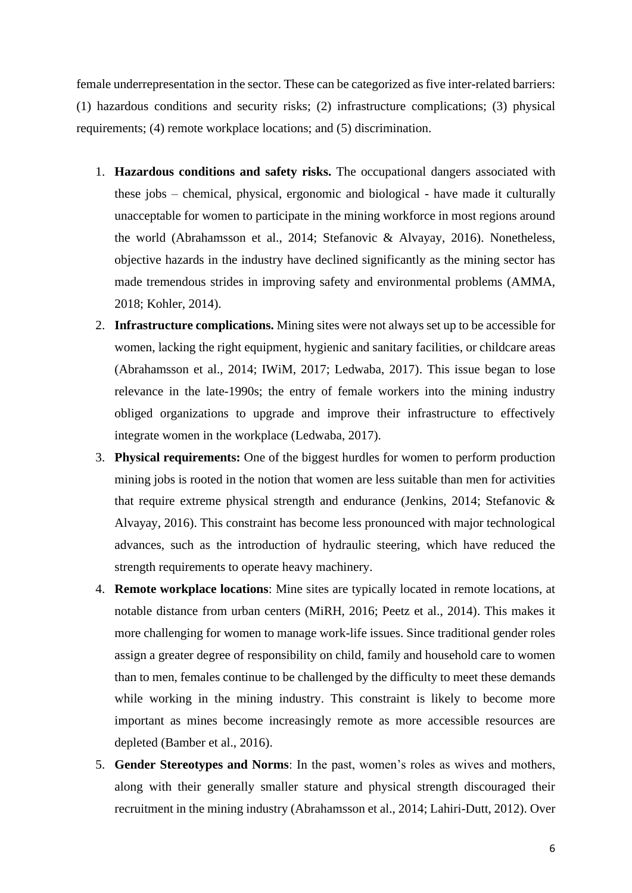female underrepresentation in the sector. These can be categorized as five inter-related barriers: (1) hazardous conditions and security risks; (2) infrastructure complications; (3) physical requirements; (4) remote workplace locations; and (5) discrimination.

1. **Hazardous conditions and safety risks.** The occupational dangers associated with these jobs – chemical, physical, ergonomic and biological - have made it culturally unacceptable for women to participate in the mining workforce in most regions around the world (Abrahamsson et al., 2014; Stefanovic & Alvayay, 2016). Nonetheless, objective hazards in the industry have declined significantly as the mining sector has made tremendous strides in improving safety and environmental problems (AMMA, 2018; Kohler, 2014).
2. **Infrastructure complications.** Mining sites were not always set up to be accessible for women, lacking the right equipment, hygienic and sanitary facilities, or childcare areas (Abrahamsson et al., 2014; IWiM, 2017; Ledwaba, 2017). This issue began to lose relevance in the late-1990s; the entry of female workers into the mining industry obliged organizations to upgrade and improve their infrastructure to effectively integrate women in the workplace (Ledwaba, 2017).
3. **Physical requirements:** One of the biggest hurdles for women to perform production mining jobs is rooted in the notion that women are less suitable than men for activities that require extreme physical strength and endurance (Jenkins, 2014; Stefanovic & Alvayay, 2016). This constraint has become less pronounced with major technological advances, such as the introduction of hydraulic steering, which have reduced the strength requirements to operate heavy machinery.
4. **Remote workplace locations**: Mine sites are typically located in remote locations, at notable distance from urban centers (MiRH, 2016; Peetz et al., 2014). This makes it more challenging for women to manage work-life issues. Since traditional gender roles assign a greater degree of responsibility on child, family and household care to women than to men, females continue to be challenged by the difficulty to meet these demands while working in the mining industry. This constraint is likely to become more important as mines become increasingly remote as more accessible resources are depleted (Bamber et al., 2016).
5. **Gender Stereotypes and Norms**: In the past, women's roles as wives and mothers, along with their generally smaller stature and physical strength discouraged their recruitment in the mining industry (Abrahamsson et al., 2014; Lahiri-Dutt, 2012). Over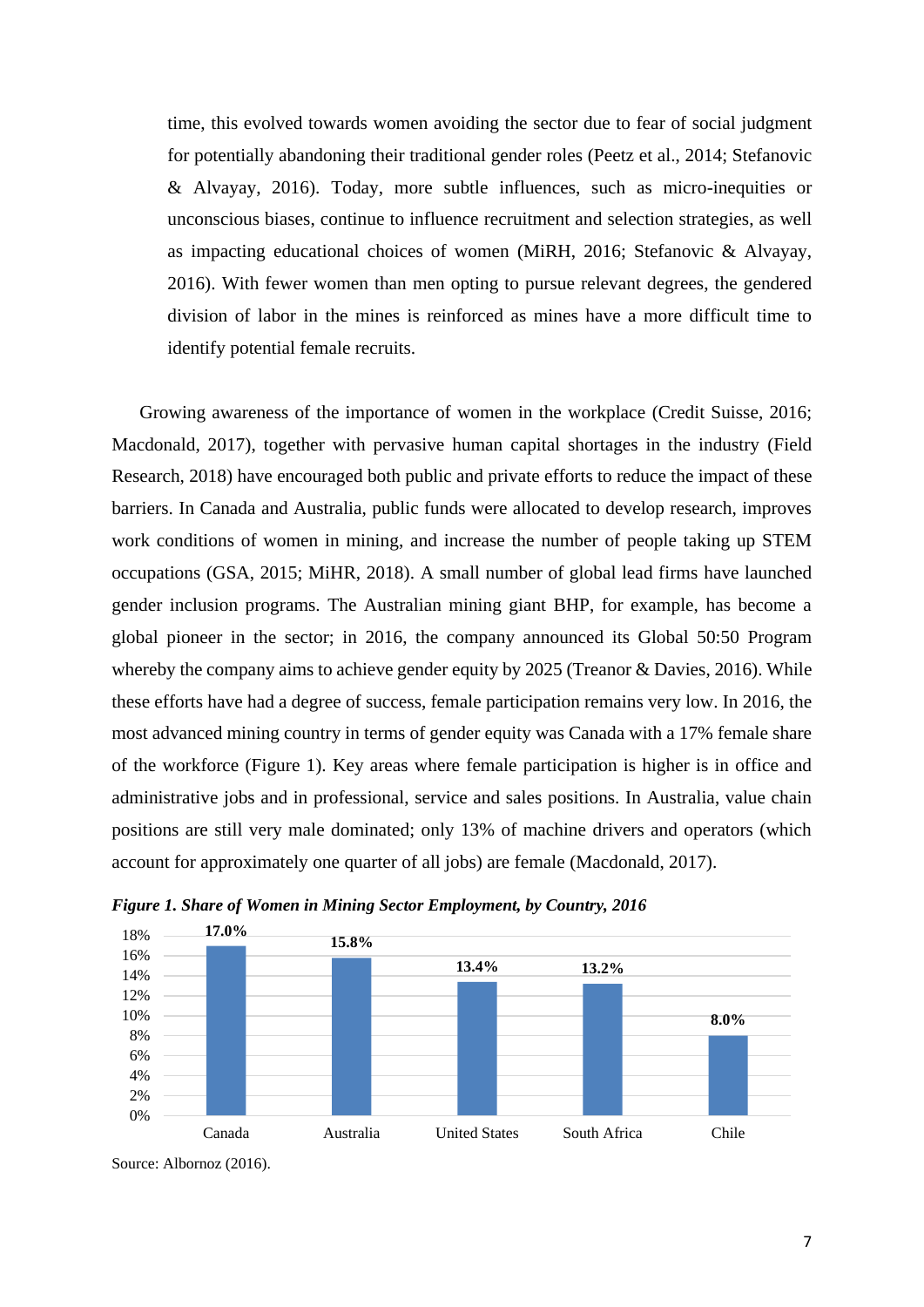time, this evolved towards women avoiding the sector due to fear of social judgment for potentially abandoning their traditional gender roles (Peetz et al., 2014; Stefanovic & Alvayay, 2016). Today, more subtle influences, such as micro-inequities or unconscious biases, continue to influence recruitment and selection strategies, as well as impacting educational choices of women (MiRH, 2016; Stefanovic & Alvayay, 2016). With fewer women than men opting to pursue relevant degrees, the gendered division of labor in the mines is reinforced as mines have a more difficult time to identify potential female recruits.

Growing awareness of the importance of women in the workplace (Credit Suisse, 2016; Macdonald, 2017), together with pervasive human capital shortages in the industry (Field Research, 2018) have encouraged both public and private efforts to reduce the impact of these barriers. In Canada and Australia, public funds were allocated to develop research, improves work conditions of women in mining, and increase the number of people taking up STEM occupations (GSA, 2015; MiHR, 2018). A small number of global lead firms have launched gender inclusion programs. The Australian mining giant BHP, for example, has become a global pioneer in the sector; in 2016, the company announced its Global 50:50 Program whereby the company aims to achieve gender equity by 2025 (Treanor & Davies, 2016). While these efforts have had a degree of success, female participation remains very low. In 2016, the most advanced mining country in terms of gender equity was Canada with a 17% female share of the workforce (Figure 1). Key areas where female participation is higher is in office and administrative jobs and in professional, service and sales positions. In Australia, value chain positions are still very male dominated; only 13% of machine drivers and operators (which account for approximately one quarter of all jobs) are female (Macdonald, 2017).

***Figure 1. Share of Women in Mining Sector Employment, by Country, 2016***

| Canada | Australia | United States | South Africa | Chile |
|---|---|---|---|---|
| 17.0% | 15.8% | 13.4% | 13.2% | 8.0% |

Source: Albornoz (2016).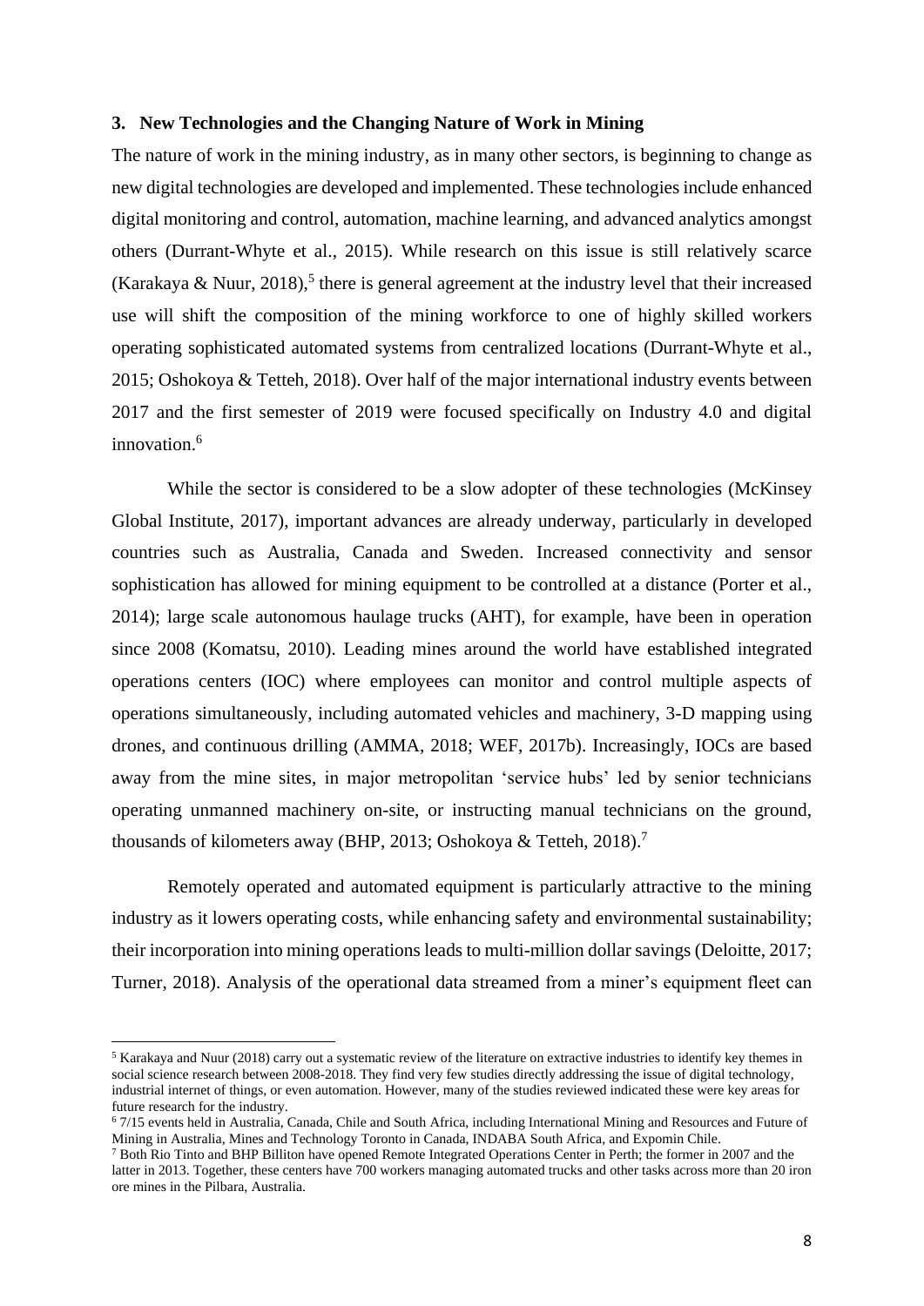### 3. New Technologies and the Changing Nature of Work in Mining

The nature of work in the mining industry, as in many other sectors, is beginning to change as new digital technologies are developed and implemented. These technologies include enhanced digital monitoring and control, automation, machine learning, and advanced analytics amongst others (Durrant-Whyte et al., 2015). While research on this issue is still relatively scarce (Karakaya & Nuur, 2018),[5] there is general agreement at the industry level that their increased use will shift the composition of the mining workforce to one of highly skilled workers operating sophisticated automated systems from centralized locations (Durrant-Whyte et al., 2015; Oshokoya & Tetteh, 2018). Over half of the major international industry events between 2017 and the first semester of 2019 were focused specifically on Industry 4.0 and digital innovation.[6]

While the sector is considered to be a slow adopter of these technologies (McKinsey Global Institute, 2017), important advances are already underway, particularly in developed countries such as Australia, Canada and Sweden. Increased connectivity and sensor sophistication has allowed for mining equipment to be controlled at a distance (Porter et al., 2014); large scale autonomous haulage trucks (AHT), for example, have been in operation since 2008 (Komatsu, 2010). Leading mines around the world have established integrated operations centers (IOC) where employees can monitor and control multiple aspects of operations simultaneously, including automated vehicles and machinery, 3-D mapping using drones, and continuous drilling (AMMA, 2018; WEF, 2017b). Increasingly, IOCs are based away from the mine sites, in major metropolitan 'service hubs' led by senior technicians operating unmanned machinery on-site, or instructing manual technicians on the ground, thousands of kilometers away (BHP, 2013; Oshokoya & Tetteh, 2018).[7]

Remotely operated and automated equipment is particularly attractive to the mining industry as it lowers operating costs, while enhancing safety and environmental sustainability; their incorporation into mining operations leads to multi-million dollar savings (Deloitte, 2017; Turner, 2018). Analysis of the operational data streamed from a miner's equipment fleet can

---

[5] Karakaya and Nuur (2018) carry out a systematic review of the literature on extractive industries to identify key themes in social science research between 2008-2018. They find very few studies directly addressing the issue of digital technology, industrial internet of things, or even automation. However, many of the studies reviewed indicated these were key areas for future research for the industry.

[6] 7/15 events held in Australia, Canada, Chile and South Africa, including International Mining and Resources and Future of Mining in Australia, Mines and Technology Toronto in Canada, INDABA South Africa, and Expomin Chile.

[7] Both Rio Tinto and BHP Billiton have opened Remote Integrated Operations Center in Perth; the former in 2007 and the latter in 2013. Together, these centers have 700 workers managing automated trucks and other tasks across more than 20 iron ore mines in the Pilbara, Australia.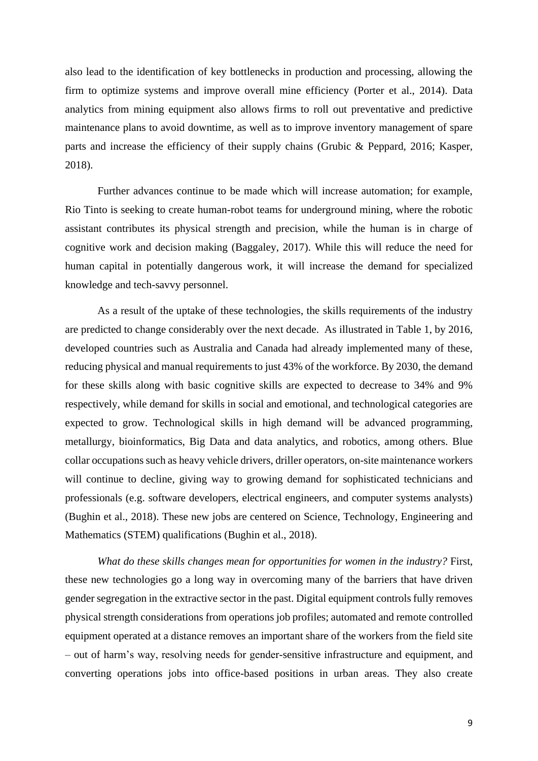also lead to the identification of key bottlenecks in production and processing, allowing the firm to optimize systems and improve overall mine efficiency (Porter et al., 2014). Data analytics from mining equipment also allows firms to roll out preventative and predictive maintenance plans to avoid downtime, as well as to improve inventory management of spare parts and increase the efficiency of their supply chains (Grubic & Peppard, 2016; Kasper, 2018).

Further advances continue to be made which will increase automation; for example, Rio Tinto is seeking to create human-robot teams for underground mining, where the robotic assistant contributes its physical strength and precision, while the human is in charge of cognitive work and decision making (Baggaley, 2017). While this will reduce the need for human capital in potentially dangerous work, it will increase the demand for specialized knowledge and tech-savvy personnel.

As a result of the uptake of these technologies, the skills requirements of the industry are predicted to change considerably over the next decade. As illustrated in Table 1, by 2016, developed countries such as Australia and Canada had already implemented many of these, reducing physical and manual requirements to just 43% of the workforce. By 2030, the demand for these skills along with basic cognitive skills are expected to decrease to 34% and 9% respectively, while demand for skills in social and emotional, and technological categories are expected to grow. Technological skills in high demand will be advanced programming, metallurgy, bioinformatics, Big Data and data analytics, and robotics, among others. Blue collar occupations such as heavy vehicle drivers, driller operators, on-site maintenance workers will continue to decline, giving way to growing demand for sophisticated technicians and professionals (e.g. software developers, electrical engineers, and computer systems analysts) (Bughin et al., 2018). These new jobs are centered on Science, Technology, Engineering and Mathematics (STEM) qualifications (Bughin et al., 2018).

*What do these skills changes mean for opportunities for women in the industry?* First, these new technologies go a long way in overcoming many of the barriers that have driven gender segregation in the extractive sector in the past. Digital equipment controls fully removes physical strength considerations from operations job profiles; automated and remote controlled equipment operated at a distance removes an important share of the workers from the field site – out of harm's way, resolving needs for gender-sensitive infrastructure and equipment, and converting operations jobs into office-based positions in urban areas. They also create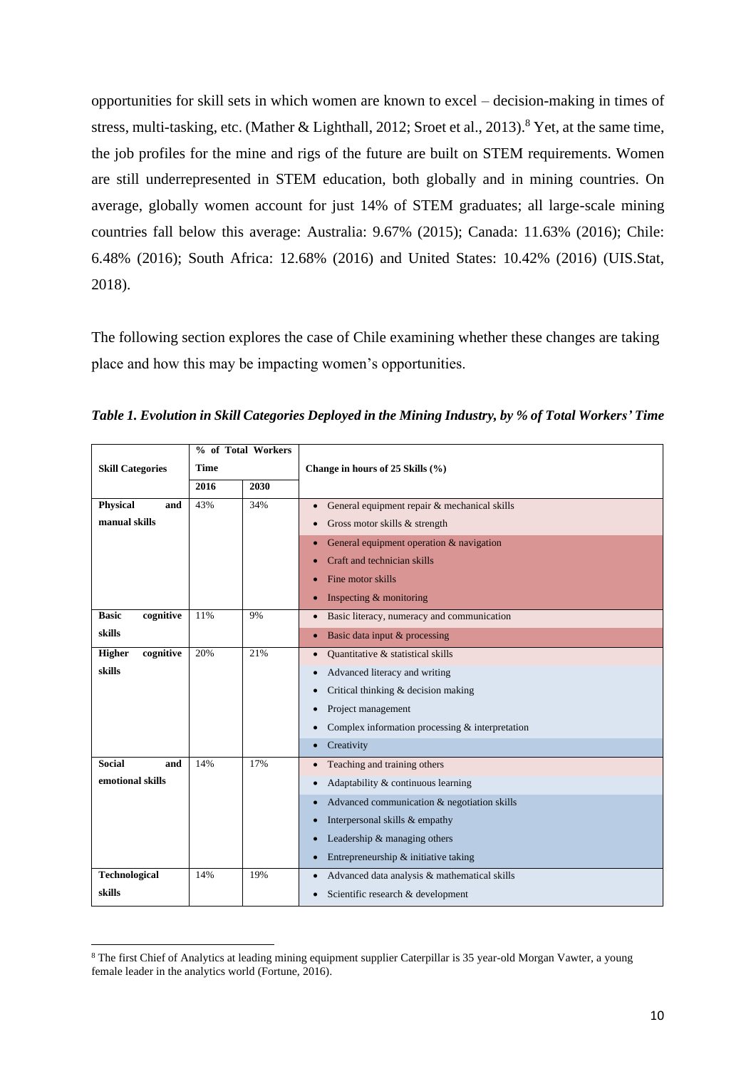opportunities for skill sets in which women are known to excel – decision-making in times of stress, multi-tasking, etc. (Mather & Lighthall, 2012; Sroet et al., 2013).[8] Yet, at the same time, the job profiles for the mine and rigs of the future are built on STEM requirements. Women are still underrepresented in STEM education, both globally and in mining countries. On average, globally women account for just 14% of STEM graduates; all large-scale mining countries fall below this average: Australia: 9.67% (2015); Canada: 11.63% (2016); Chile: 6.48% (2016); South Africa: 12.68% (2016) and United States: 10.42% (2016) (UIS.Stat, 2018).

The following section explores the case of Chile examining whether these changes are taking place and how this may be impacting women's opportunities.

***Table 1. Evolution in Skill Categories Deployed in the Mining Industry, by % of Total Workers' Time***

| Skill Categories | % of Total Workers Time | | Change in hours of 25 Skills (%) |
|---|---|---|---|
| | 2016 | 2030 | |
| **Physical and manual skills** | 43% | 34% | • General equipment repair & mechanical skills<br>• Gross motor skills & strength<br>• General equipment operation & navigation<br>• Craft and technician skills<br>• Fine motor skills<br>• Inspecting & monitoring |
| **Basic cognitive skills** | 11% | 9% | • Basic literacy, numeracy and communication<br>• Basic data input & processing |
| **Higher cognitive skills** | 20% | 21% | • Quantitative & statistical skills<br>• Advanced literacy and writing<br>• Critical thinking & decision making<br>• Project management<br>• Complex information processing & interpretation<br>• Creativity |
| **Social and emotional skills** | 14% | 17% | • Teaching and training others<br>• Adaptability & continuous learning<br>• Advanced communication & negotiation skills<br>• Interpersonal skills & empathy<br>• Leadership & managing others<br>• Entrepreneurship & initiative taking |
| **Technological skills** | 14% | 19% | • Advanced data analysis & mathematical skills<br>• Scientific research & development |

[8] The first Chief of Analytics at leading mining equipment supplier Caterpillar is 35 year-old Morgan Vawter, a young female leader in the analytics world (Fortune, 2016).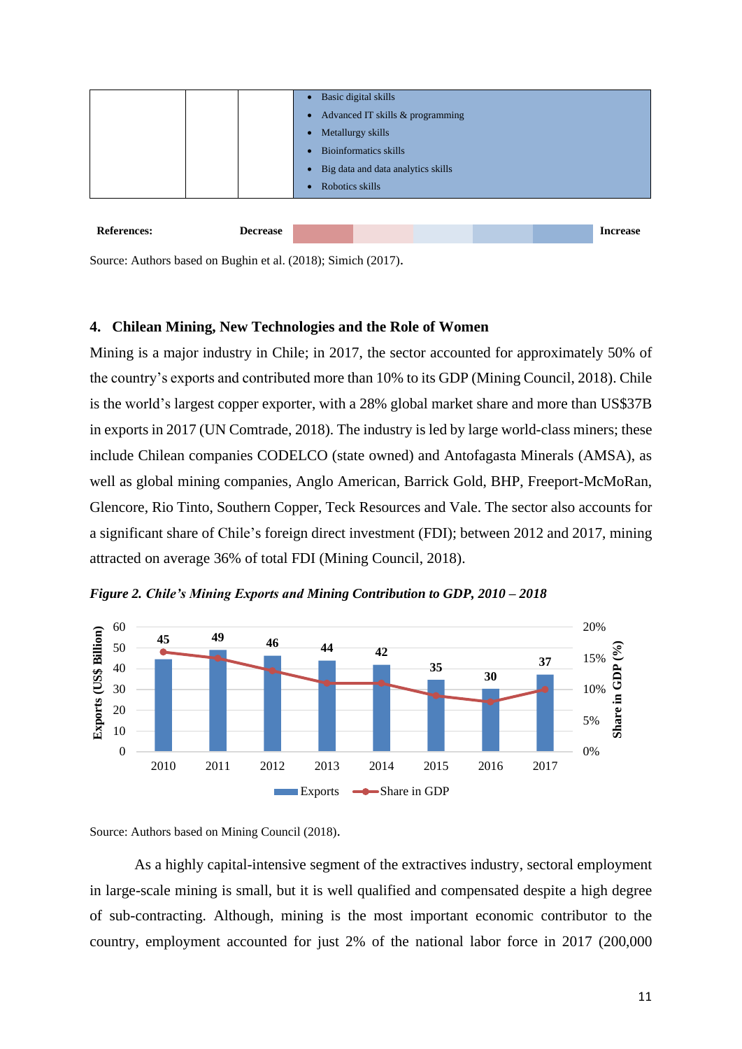|  |  |  | • Basic digital skills<br>• Advanced IT skills & programming<br>• Metallurgy skills<br>• Bioinformatics skills<br>• Big data and data analytics skills<br>• Robotics skills |
|---|---|---|---|

**References:** **Decrease** ... **Increase**

Source: Authors based on Bughin et al. (2018); Simich (2017).

## 4. Chilean Mining, New Technologies and the Role of Women

Mining is a major industry in Chile; in 2017, the sector accounted for approximately 50% of the country's exports and contributed more than 10% to its GDP (Mining Council, 2018). Chile is the world's largest copper exporter, with a 28% global market share and more than US$37B in exports in 2017 (UN Comtrade, 2018). The industry is led by large world-class miners; these include Chilean companies CODELCO (state owned) and Antofagasta Minerals (AMSA), as well as global mining companies, Anglo American, Barrick Gold, BHP, Freeport-McMoRan, Glencore, Rio Tinto, Southern Copper, Teck Resources and Vale. The sector also accounts for a significant share of Chile's foreign direct investment (FDI); between 2012 and 2017, mining attracted on average 36% of total FDI (Mining Council, 2018).

*Figure 2. Chile's Mining Exports and Mining Contribution to GDP, 2010 – 2018*

| Year | Exports (US$ Billion) |
|---|---|
| 2010 | 45 |
| 2011 | 49 |
| 2012 | 46 |
| 2013 | 44 |
| 2014 | 42 |
| 2015 | 35 |
| 2016 | 30 |
| 2017 | 37 |

Source: Authors based on Mining Council (2018).

As a highly capital-intensive segment of the extractives industry, sectoral employment in large-scale mining is small, but it is well qualified and compensated despite a high degree of sub-contracting. Although, mining is the most important economic contributor to the country, employment accounted for just 2% of the national labor force in 2017 (200,000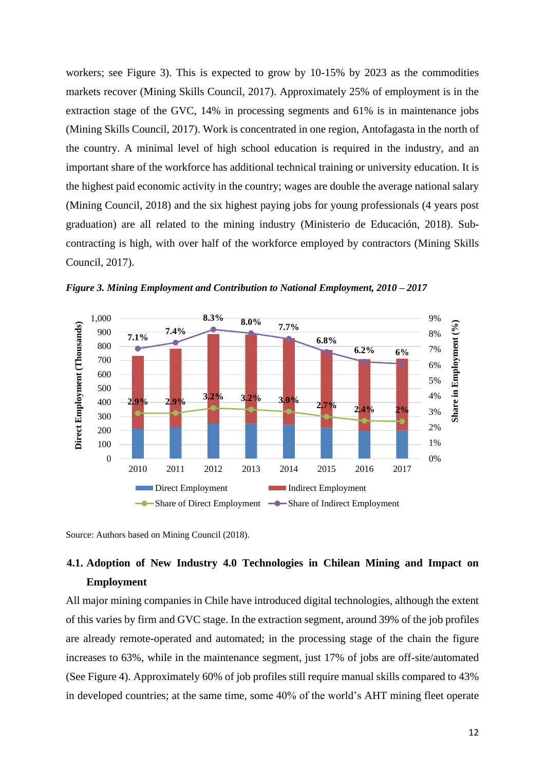workers; see Figure 3). This is expected to grow by 10-15% by 2023 as the commodities markets recover (Mining Skills Council, 2017). Approximately 25% of employment is in the extraction stage of the GVC, 14% in processing segments and 61% is in maintenance jobs (Mining Skills Council, 2017). Work is concentrated in one region, Antofagasta in the north of the country. A minimal level of high school education is required in the industry, and an important share of the workforce has additional technical training or university education. It is the highest paid economic activity in the country; wages are double the average national salary (Mining Council, 2018) and the six highest paying jobs for young professionals (4 years post graduation) are all related to the mining industry (Ministerio de Educación, 2018). Sub-contracting is high, with over half of the workforce employed by contractors (Mining Skills Council, 2017).

***Figure 3. Mining Employment and Contribution to National Employment, 2010 – 2017***

| Year | Share of Direct Employment | Share of Indirect Employment |
|---|---|---|
| 2010 | 2.9% | 7.1% |
| 2011 | 2.9% | 7.4% |
| 2012 | 3.2% | 8.3% |
| 2013 | 3.2% | 8.0% |
| 2014 | 3.0% | 7.7% |
| 2015 | 2.7% | 6.8% |
| 2016 | 2.4% | 6.2% |
| 2017 | 2% | 6% |

Source: Authors based on Mining Council (2018).

### 4.1. Adoption of New Industry 4.0 Technologies in Chilean Mining and Impact on Employment

All major mining companies in Chile have introduced digital technologies, although the extent of this varies by firm and GVC stage. In the extraction segment, around 39% of the job profiles are already remote-operated and automated; in the processing stage of the chain the figure increases to 63%, while in the maintenance segment, just 17% of jobs are off-site/automated (See Figure 4). Approximately 60% of job profiles still require manual skills compared to 43% in developed countries; at the same time, some 40% of the world's AHT mining fleet operate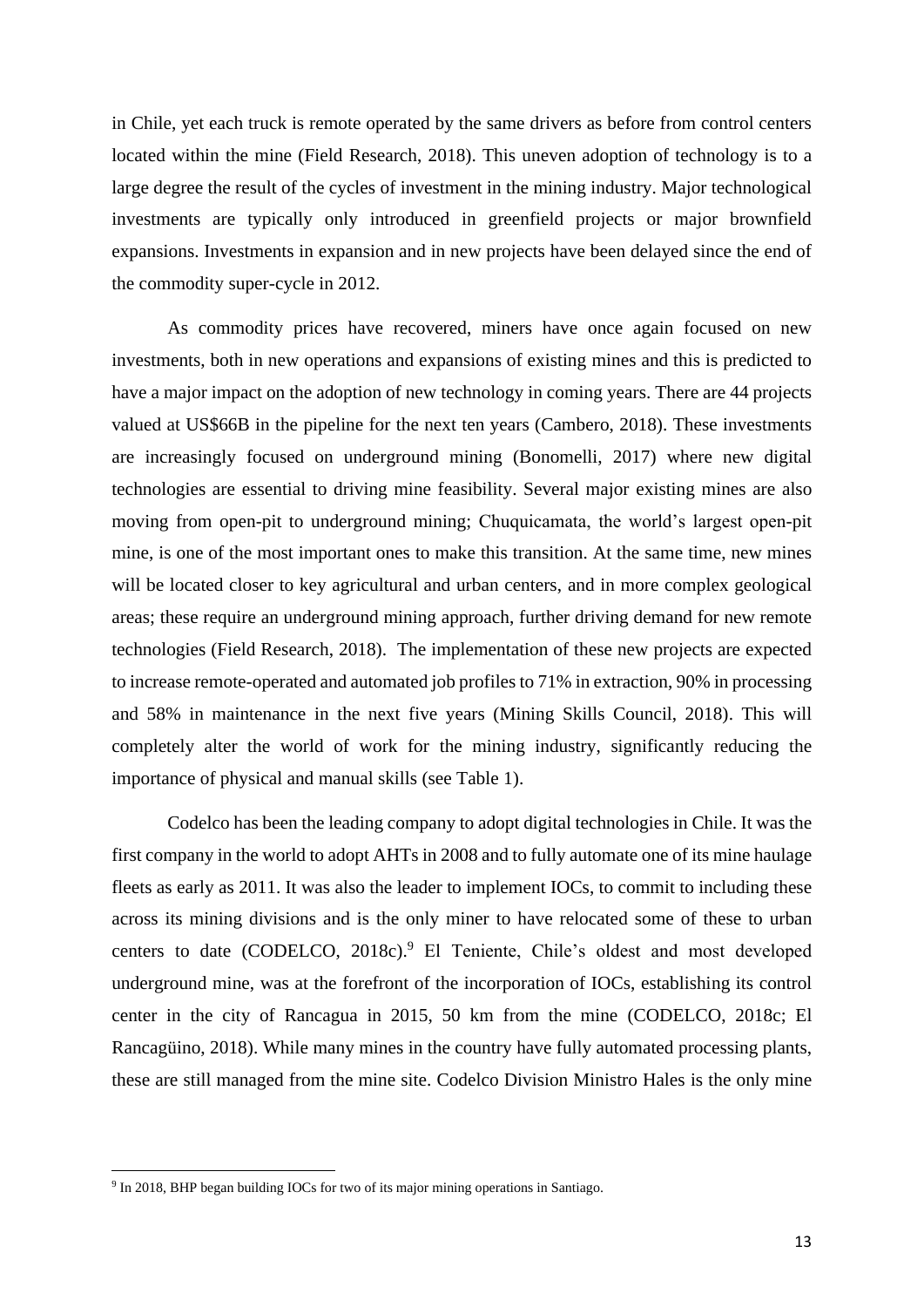in Chile, yet each truck is remote operated by the same drivers as before from control centers located within the mine (Field Research, 2018). This uneven adoption of technology is to a large degree the result of the cycles of investment in the mining industry. Major technological investments are typically only introduced in greenfield projects or major brownfield expansions. Investments in expansion and in new projects have been delayed since the end of the commodity super-cycle in 2012.

As commodity prices have recovered, miners have once again focused on new investments, both in new operations and expansions of existing mines and this is predicted to have a major impact on the adoption of new technology in coming years. There are 44 projects valued at US$66B in the pipeline for the next ten years (Cambero, 2018). These investments are increasingly focused on underground mining (Bonomelli, 2017) where new digital technologies are essential to driving mine feasibility. Several major existing mines are also moving from open-pit to underground mining; Chuquicamata, the world's largest open-pit mine, is one of the most important ones to make this transition. At the same time, new mines will be located closer to key agricultural and urban centers, and in more complex geological areas; these require an underground mining approach, further driving demand for new remote technologies (Field Research, 2018). The implementation of these new projects are expected to increase remote-operated and automated job profiles to 71% in extraction, 90% in processing and 58% in maintenance in the next five years (Mining Skills Council, 2018). This will completely alter the world of work for the mining industry, significantly reducing the importance of physical and manual skills (see Table 1).

Codelco has been the leading company to adopt digital technologies in Chile. It was the first company in the world to adopt AHTs in 2008 and to fully automate one of its mine haulage fleets as early as 2011. It was also the leader to implement IOCs, to commit to including these across its mining divisions and is the only miner to have relocated some of these to urban centers to date (CODELCO, 2018c).[9] El Teniente, Chile's oldest and most developed underground mine, was at the forefront of the incorporation of IOCs, establishing its control center in the city of Rancagua in 2015, 50 km from the mine (CODELCO, 2018c; El Rancagüino, 2018). While many mines in the country have fully automated processing plants, these are still managed from the mine site. Codelco Division Ministro Hales is the only mine

[9] In 2018, BHP began building IOCs for two of its major mining operations in Santiago.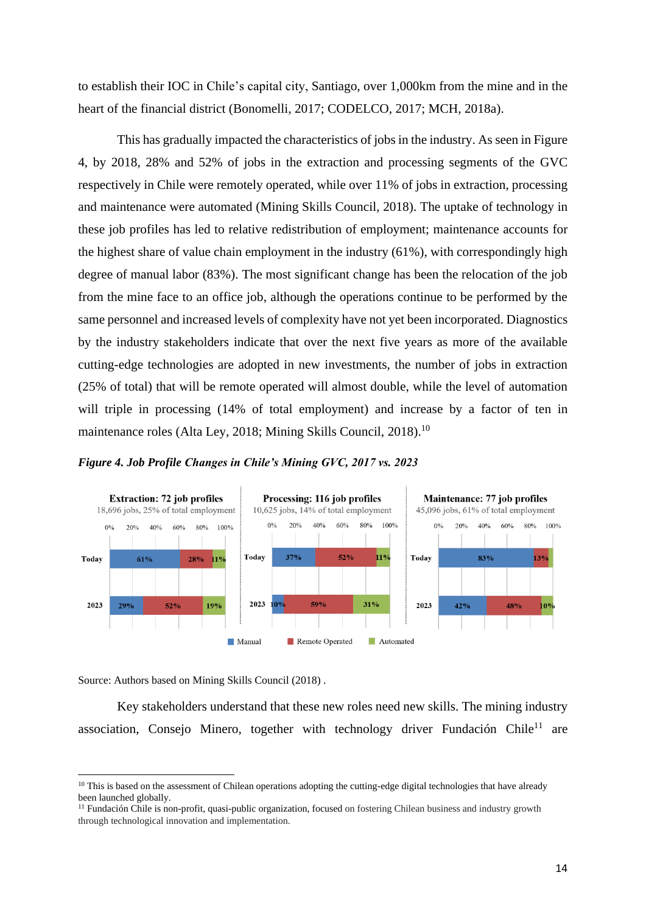to establish their IOC in Chile's capital city, Santiago, over 1,000km from the mine and in the heart of the financial district (Bonomelli, 2017; CODELCO, 2017; MCH, 2018a).

This has gradually impacted the characteristics of jobs in the industry. As seen in Figure 4, by 2018, 28% and 52% of jobs in the extraction and processing segments of the GVC respectively in Chile were remotely operated, while over 11% of jobs in extraction, processing and maintenance were automated (Mining Skills Council, 2018). The uptake of technology in these job profiles has led to relative redistribution of employment; maintenance accounts for the highest share of value chain employment in the industry (61%), with correspondingly high degree of manual labor (83%). The most significant change has been the relocation of the job from the mine face to an office job, although the operations continue to be performed by the same personnel and increased levels of complexity have not yet been incorporated. Diagnostics by the industry stakeholders indicate that over the next five years as more of the available cutting-edge technologies are adopted in new investments, the number of jobs in extraction (25% of total) that will be remote operated will almost double, while the level of automation will triple in processing (14% of total employment) and increase by a factor of ten in maintenance roles (Alta Ley, 2018; Mining Skills Council, 2018).[10]

***Figure 4. Job Profile Changes in Chile's Mining GVC, 2017 vs. 2023***

| Segment | Year | Manual | Remote Operated | Automated |
|---|---|---|---|---|
| Extraction: 72 job profiles (18,696 jobs, 25% of total employment) | Today | 61% | 28% | 11% |
| | 2023 | 29% | 52% | 19% |
| Processing: 116 job profiles (10,625 jobs, 14% of total employment) | Today | 37% | 52% | 11% |
| | 2023 | 10% | 59% | 31% |
| Maintenance: 77 job profiles (45,096 jobs, 61% of total employment) | Today | 83% | 13% | |
| | 2023 | 42% | 48% | 10% |

Source: Authors based on Mining Skills Council (2018) .

Key stakeholders understand that these new roles need new skills. The mining industry association, Consejo Minero, together with technology driver Fundación Chile[11] are

---

[10] This is based on the assessment of Chilean operations adopting the cutting-edge digital technologies that have already been launched globally.

[11] Fundación Chile is non-profit, quasi-public organization, focused on fostering Chilean business and industry growth through technological innovation and implementation.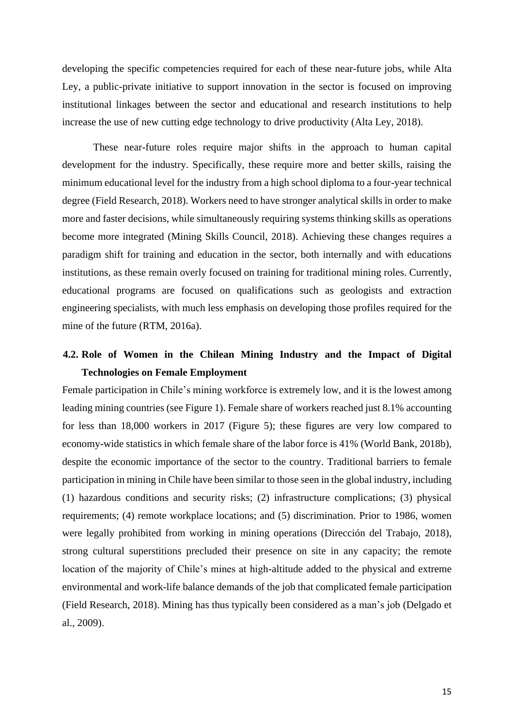developing the specific competencies required for each of these near-future jobs, while Alta Ley, a public-private initiative to support innovation in the sector is focused on improving institutional linkages between the sector and educational and research institutions to help increase the use of new cutting edge technology to drive productivity (Alta Ley, 2018).

These near-future roles require major shifts in the approach to human capital development for the industry. Specifically, these require more and better skills, raising the minimum educational level for the industry from a high school diploma to a four-year technical degree (Field Research, 2018). Workers need to have stronger analytical skills in order to make more and faster decisions, while simultaneously requiring systems thinking skills as operations become more integrated (Mining Skills Council, 2018). Achieving these changes requires a paradigm shift for training and education in the sector, both internally and with educations institutions, as these remain overly focused on training for traditional mining roles. Currently, educational programs are focused on qualifications such as geologists and extraction engineering specialists, with much less emphasis on developing those profiles required for the mine of the future (RTM, 2016a).

### 4.2. Role of Women in the Chilean Mining Industry and the Impact of Digital Technologies on Female Employment

Female participation in Chile's mining workforce is extremely low, and it is the lowest among leading mining countries (see Figure 1). Female share of workers reached just 8.1% accounting for less than 18,000 workers in 2017 (Figure 5); these figures are very low compared to economy-wide statistics in which female share of the labor force is 41% (World Bank, 2018b), despite the economic importance of the sector to the country. Traditional barriers to female participation in mining in Chile have been similar to those seen in the global industry, including (1) hazardous conditions and security risks; (2) infrastructure complications; (3) physical requirements; (4) remote workplace locations; and (5) discrimination. Prior to 1986, women were legally prohibited from working in mining operations (Dirección del Trabajo, 2018), strong cultural superstitions precluded their presence on site in any capacity; the remote location of the majority of Chile's mines at high-altitude added to the physical and extreme environmental and work-life balance demands of the job that complicated female participation (Field Research, 2018). Mining has thus typically been considered as a man's job (Delgado et al., 2009).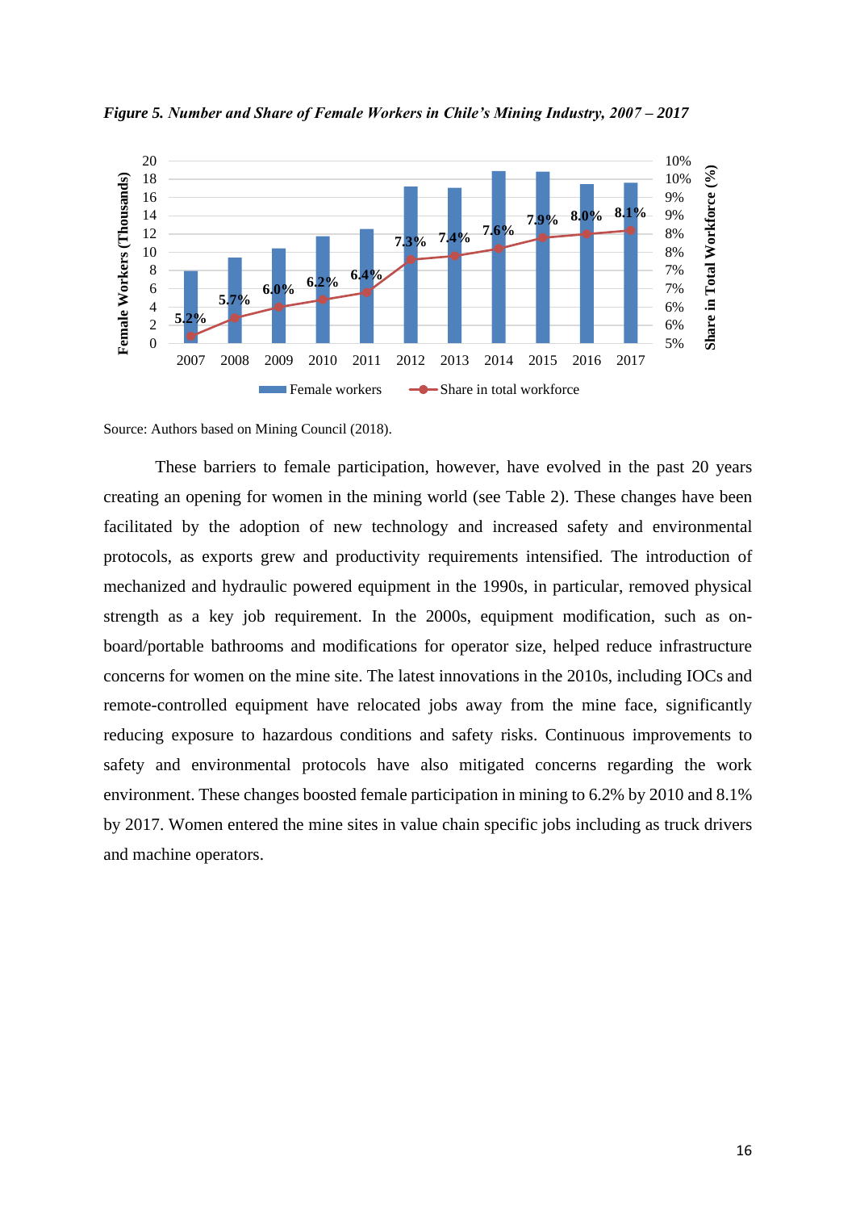*Figure 5. Number and Share of Female Workers in Chile's Mining Industry, 2007 – 2017*

Source: Authors based on Mining Council (2018).

These barriers to female participation, however, have evolved in the past 20 years creating an opening for women in the mining world (see Table 2). These changes have been facilitated by the adoption of new technology and increased safety and environmental protocols, as exports grew and productivity requirements intensified. The introduction of mechanized and hydraulic powered equipment in the 1990s, in particular, removed physical strength as a key job requirement. In the 2000s, equipment modification, such as on-board/portable bathrooms and modifications for operator size, helped reduce infrastructure concerns for women on the mine site. The latest innovations in the 2010s, including IOCs and remote-controlled equipment have relocated jobs away from the mine face, significantly reducing exposure to hazardous conditions and safety risks. Continuous improvements to safety and environmental protocols have also mitigated concerns regarding the work environment. These changes boosted female participation in mining to 6.2% by 2010 and 8.1% by 2017. Women entered the mine sites in value chain specific jobs including as truck drivers and machine operators.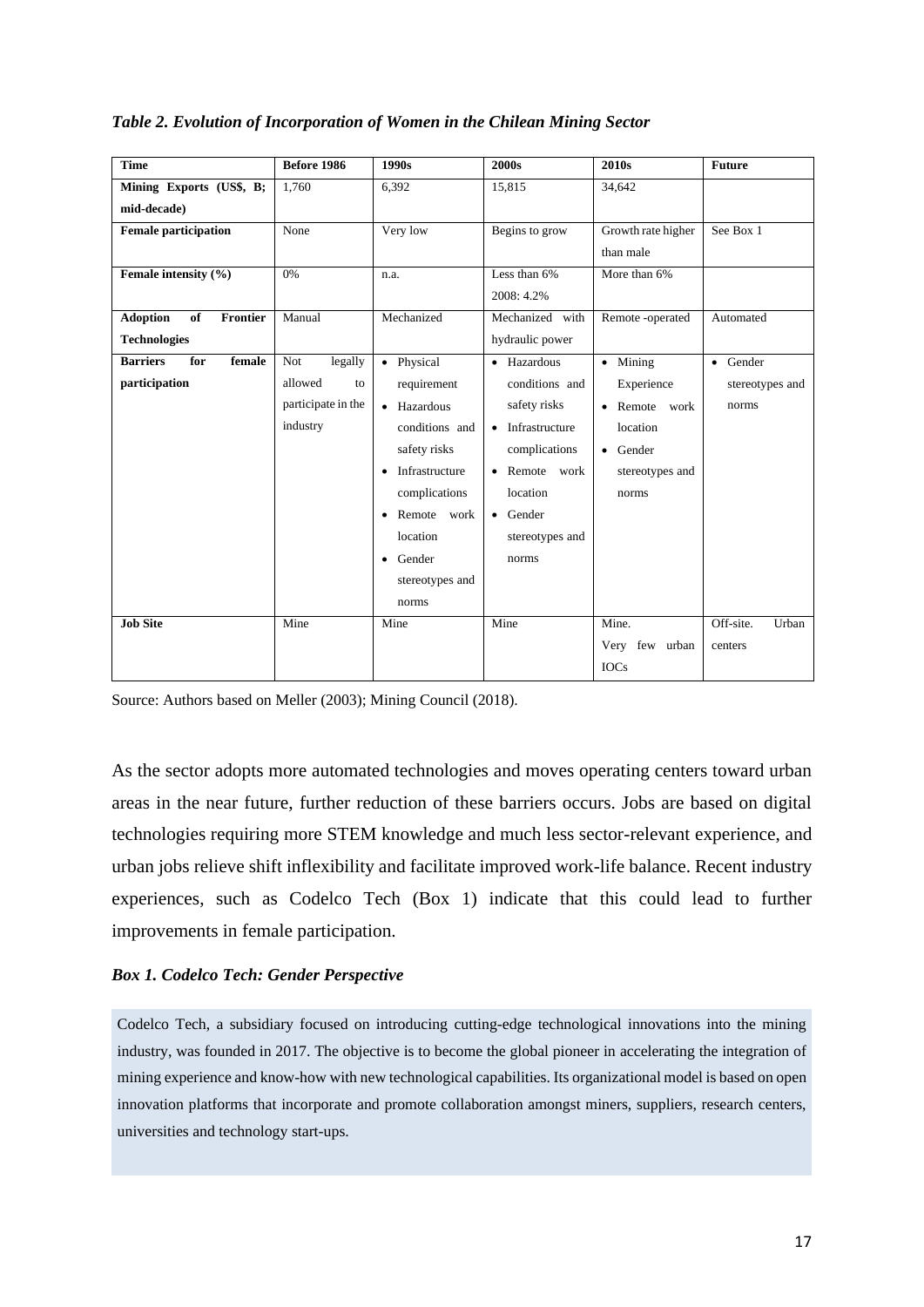*Table 2. Evolution of Incorporation of Women in the Chilean Mining Sector*

| Time | Before 1986 | 1990s | 2000s | 2010s | Future |
|---|---|---|---|---|---|
| **Mining Exports (US$, B; mid-decade)** | 1,760 | 6,392 | 15,815 | 34,642 | |
| **Female participation** | None | Very low | Begins to grow | Growth rate higher than male | See Box 1 |
| **Female intensity (%)** | 0% | n.a. | Less than 6%<br>2008: 4.2% | More than 6% | |
| **Adoption of Frontier Technologies** | Manual | Mechanized | Mechanized with hydraulic power | Remote -operated | Automated |
| **Barriers for female participation** | Not legally allowed to participate in the industry | • Physical requirement<br>• Hazardous conditions and safety risks<br>• Infrastructure complications<br>• Remote work location<br>• Gender stereotypes and norms | • Hazardous conditions and safety risks<br>• Infrastructure complications<br>• Remote work location<br>• Gender stereotypes and norms | • Mining Experience<br>• Remote work location<br>• Gender stereotypes and norms | • Gender stereotypes and norms |
| **Job Site** | Mine | Mine | Mine | Mine.<br>Very few urban IOCs | Off-site. Urban centers |

Source: Authors based on Meller (2003); Mining Council (2018).

As the sector adopts more automated technologies and moves operating centers toward urban areas in the near future, further reduction of these barriers occurs. Jobs are based on digital technologies requiring more STEM knowledge and much less sector-relevant experience, and urban jobs relieve shift inflexibility and facilitate improved work-life balance. Recent industry experiences, such as Codelco Tech (Box 1) indicate that this could lead to further improvements in female participation.

***Box 1. Codelco Tech: Gender Perspective***

Codelco Tech, a subsidiary focused on introducing cutting-edge technological innovations into the mining industry, was founded in 2017. The objective is to become the global pioneer in accelerating the integration of mining experience and know-how with new technological capabilities. Its organizational model is based on open innovation platforms that incorporate and promote collaboration amongst miners, suppliers, research centers, universities and technology start-ups.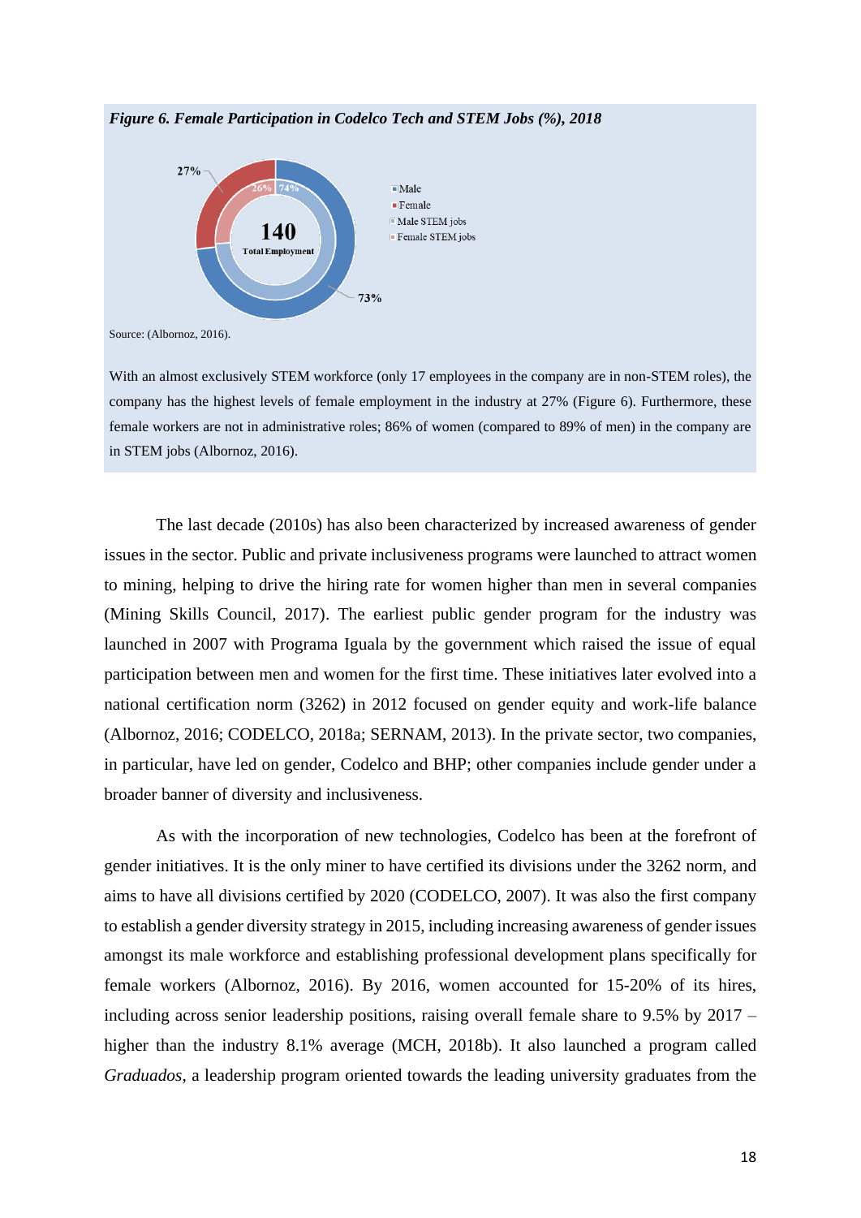***Figure 6. Female Participation in Codelco Tech and STEM Jobs (%), 2018***

Source: (Albornoz, 2016).

With an almost exclusively STEM workforce (only 17 employees in the company are in non-STEM roles), the company has the highest levels of female employment in the industry at 27% (Figure 6). Furthermore, these female workers are not in administrative roles; 86% of women (compared to 89% of men) in the company are in STEM jobs (Albornoz, 2016).

The last decade (2010s) has also been characterized by increased awareness of gender issues in the sector. Public and private inclusiveness programs were launched to attract women to mining, helping to drive the hiring rate for women higher than men in several companies (Mining Skills Council, 2017). The earliest public gender program for the industry was launched in 2007 with Programa Iguala by the government which raised the issue of equal participation between men and women for the first time. These initiatives later evolved into a national certification norm (3262) in 2012 focused on gender equity and work-life balance (Albornoz, 2016; CODELCO, 2018a; SERNAM, 2013). In the private sector, two companies, in particular, have led on gender, Codelco and BHP; other companies include gender under a broader banner of diversity and inclusiveness.

As with the incorporation of new technologies, Codelco has been at the forefront of gender initiatives. It is the only miner to have certified its divisions under the 3262 norm, and aims to have all divisions certified by 2020 (CODELCO, 2007). It was also the first company to establish a gender diversity strategy in 2015, including increasing awareness of gender issues amongst its male workforce and establishing professional development plans specifically for female workers (Albornoz, 2016). By 2016, women accounted for 15-20% of its hires, including across senior leadership positions, raising overall female share to 9.5% by 2017 – higher than the industry 8.1% average (MCH, 2018b). It also launched a program called *Graduados*, a leadership program oriented towards the leading university graduates from the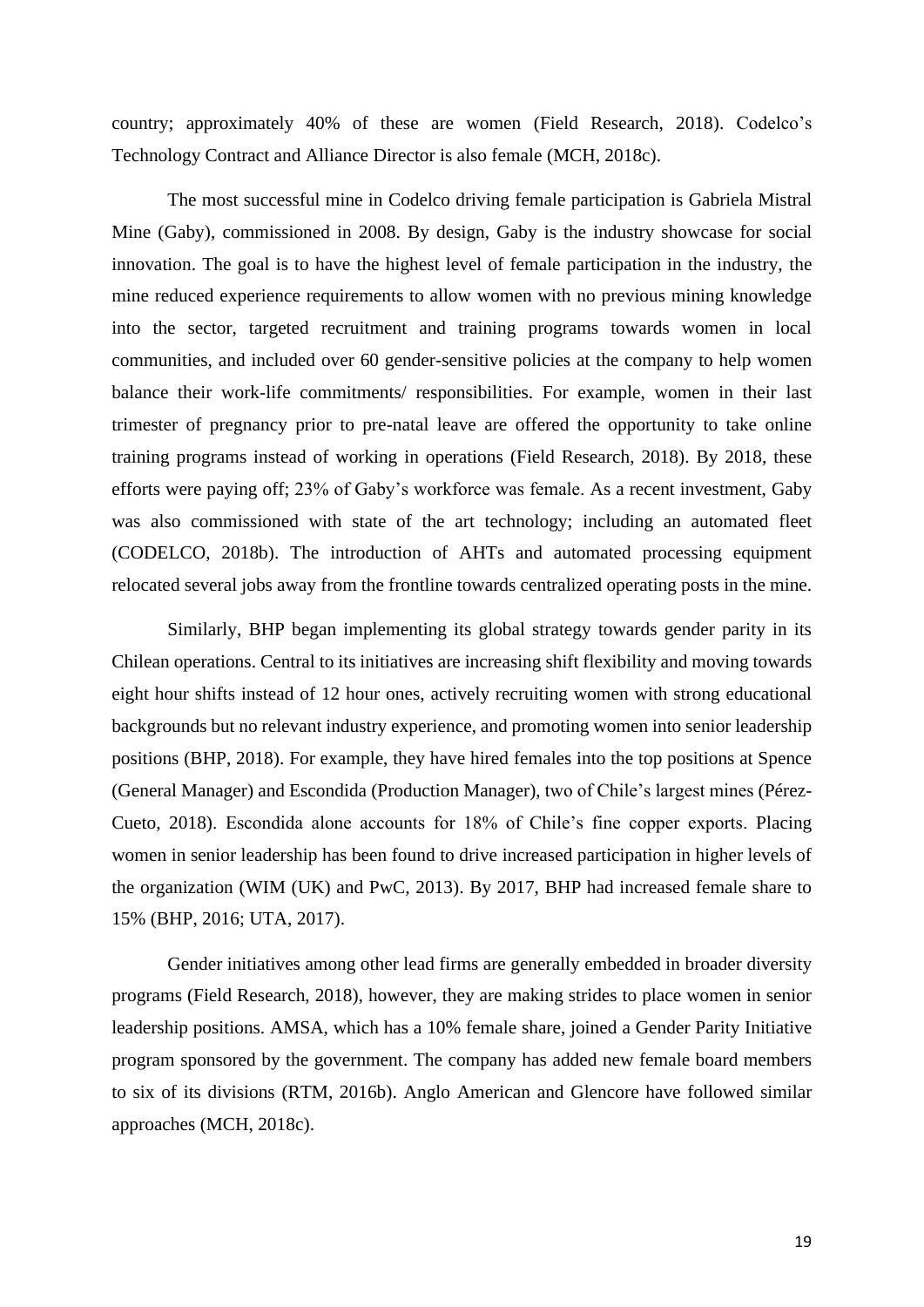country; approximately 40% of these are women (Field Research, 2018). Codelco's Technology Contract and Alliance Director is also female (MCH, 2018c).

The most successful mine in Codelco driving female participation is Gabriela Mistral Mine (Gaby), commissioned in 2008. By design, Gaby is the industry showcase for social innovation. The goal is to have the highest level of female participation in the industry, the mine reduced experience requirements to allow women with no previous mining knowledge into the sector, targeted recruitment and training programs towards women in local communities, and included over 60 gender-sensitive policies at the company to help women balance their work-life commitments/ responsibilities. For example, women in their last trimester of pregnancy prior to pre-natal leave are offered the opportunity to take online training programs instead of working in operations (Field Research, 2018). By 2018, these efforts were paying off; 23% of Gaby's workforce was female. As a recent investment, Gaby was also commissioned with state of the art technology; including an automated fleet (CODELCO, 2018b). The introduction of AHTs and automated processing equipment relocated several jobs away from the frontline towards centralized operating posts in the mine.

Similarly, BHP began implementing its global strategy towards gender parity in its Chilean operations. Central to its initiatives are increasing shift flexibility and moving towards eight hour shifts instead of 12 hour ones, actively recruiting women with strong educational backgrounds but no relevant industry experience, and promoting women into senior leadership positions (BHP, 2018). For example, they have hired females into the top positions at Spence (General Manager) and Escondida (Production Manager), two of Chile's largest mines (Pérez-Cueto, 2018). Escondida alone accounts for 18% of Chile's fine copper exports. Placing women in senior leadership has been found to drive increased participation in higher levels of the organization (WIM (UK) and PwC, 2013). By 2017, BHP had increased female share to 15% (BHP, 2016; UTA, 2017).

Gender initiatives among other lead firms are generally embedded in broader diversity programs (Field Research, 2018), however, they are making strides to place women in senior leadership positions. AMSA, which has a 10% female share, joined a Gender Parity Initiative program sponsored by the government. The company has added new female board members to six of its divisions (RTM, 2016b). Anglo American and Glencore have followed similar approaches (MCH, 2018c).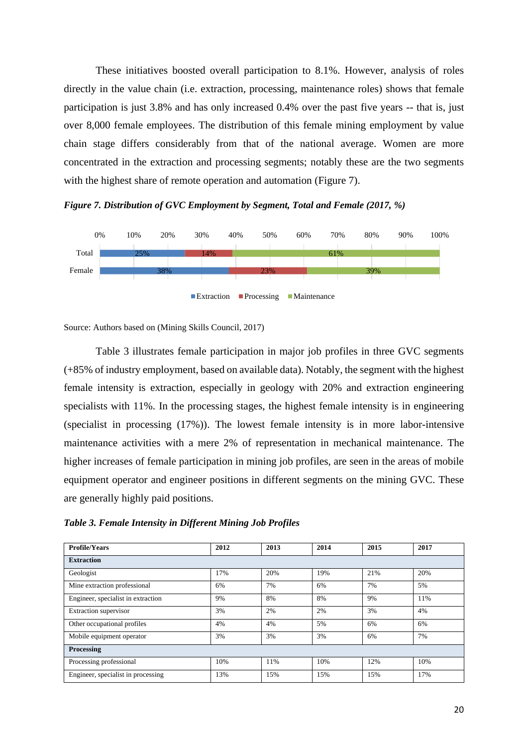These initiatives boosted overall participation to 8.1%. However, analysis of roles directly in the value chain (i.e. extraction, processing, maintenance roles) shows that female participation is just 3.8% and has only increased 0.4% over the past five years -- that is, just over 8,000 female employees. The distribution of this female mining employment by value chain stage differs considerably from that of the national average. Women are more concentrated in the extraction and processing segments; notably these are the two segments with the highest share of remote operation and automation (Figure 7).

***Figure 7. Distribution of GVC Employment by Segment, Total and Female (2017, %)***

| | Extraction | Processing | Maintenance |
|---|---|---|---|
| Total | 25% | 14% | 61% |
| Female | 38% | 23% | 39% |

Source: Authors based on (Mining Skills Council, 2017)

Table 3 illustrates female participation in major job profiles in three GVC segments (+85% of industry employment, based on available data). Notably, the segment with the highest female intensity is extraction, especially in geology with 20% and extraction engineering specialists with 11%. In the processing stages, the highest female intensity is in engineering (specialist in processing (17%)). The lowest female intensity is in more labor-intensive maintenance activities with a mere 2% of representation in mechanical maintenance. The higher increases of female participation in mining job profiles, are seen in the areas of mobile equipment operator and engineer positions in different segments on the mining GVC. These are generally highly paid positions.

***Table 3. Female Intensity in Different Mining Job Profiles***

| Profile/Years | 2012 | 2013 | 2014 | 2015 | 2017 |
|---|---|---|---|---|---|
| **Extraction** | | | | | |
| Geologist | 17% | 20% | 19% | 21% | 20% |
| Mine extraction professional | 6% | 7% | 6% | 7% | 5% |
| Engineer, specialist in extraction | 9% | 8% | 8% | 9% | 11% |
| Extraction supervisor | 3% | 2% | 2% | 3% | 4% |
| Other occupational profiles | 4% | 4% | 5% | 6% | 6% |
| Mobile equipment operator | 3% | 3% | 3% | 6% | 7% |
| **Processing** | | | | | |
| Processing professional | 10% | 11% | 10% | 12% | 10% |
| Engineer, specialist in processing | 13% | 15% | 15% | 15% | 17% |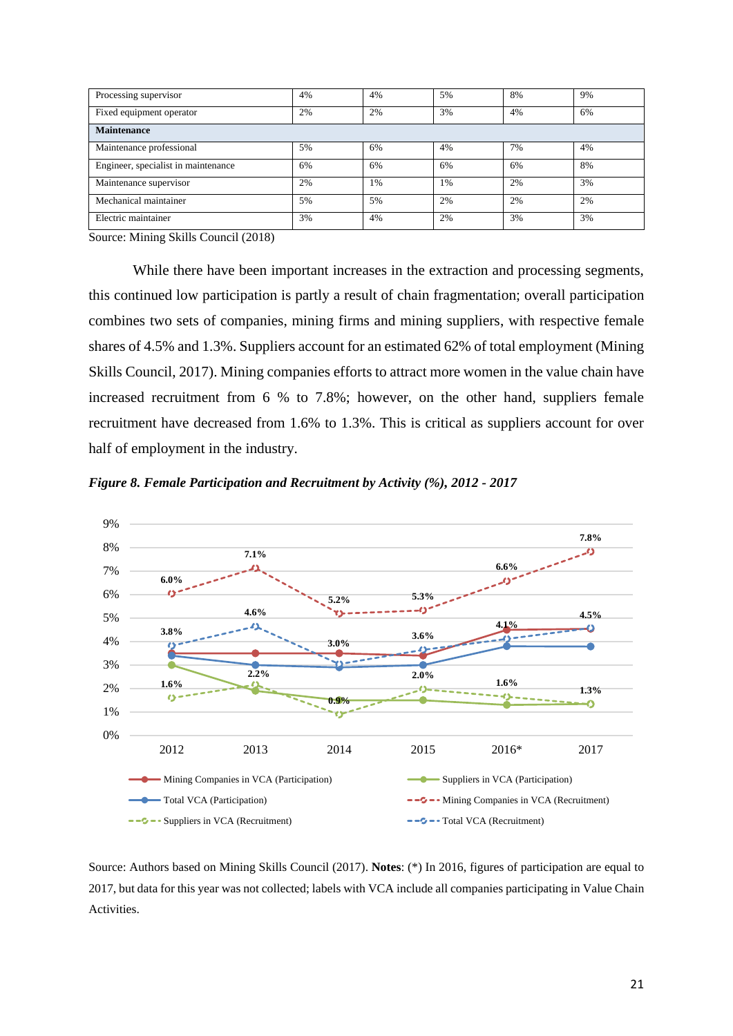| | | | | | |
|---|---|---|---|---|---|
| Processing supervisor | 4% | 4% | 5% | 8% | 9% |
| Fixed equipment operator | 2% | 2% | 3% | 4% | 6% |
| **Maintenance** | | | | | |
| Maintenance professional | 5% | 6% | 4% | 7% | 4% |
| Engineer, specialist in maintenance | 6% | 6% | 6% | 6% | 8% |
| Maintenance supervisor | 2% | 1% | 1% | 2% | 3% |
| Mechanical maintainer | 5% | 5% | 2% | 2% | 2% |
| Electric maintainer | 3% | 4% | 2% | 3% | 3% |

Source: Mining Skills Council (2018)

While there have been important increases in the extraction and processing segments, this continued low participation is partly a result of chain fragmentation; overall participation combines two sets of companies, mining firms and mining suppliers, with respective female shares of 4.5% and 1.3%. Suppliers account for an estimated 62% of total employment (Mining Skills Council, 2017). Mining companies efforts to attract more women in the value chain have increased recruitment from 6 % to 7.8%; however, on the other hand, suppliers female recruitment have decreased from 1.6% to 1.3%. This is critical as suppliers account for over half of employment in the industry.

***Figure 8. Female Participation and Recruitment by Activity (%), 2012 - 2017***

Source: Authors based on Mining Skills Council (2017). **Notes**: (*) In 2016, figures of participation are equal to 2017, but data for this year was not collected; labels with VCA include all companies participating in Value Chain Activities.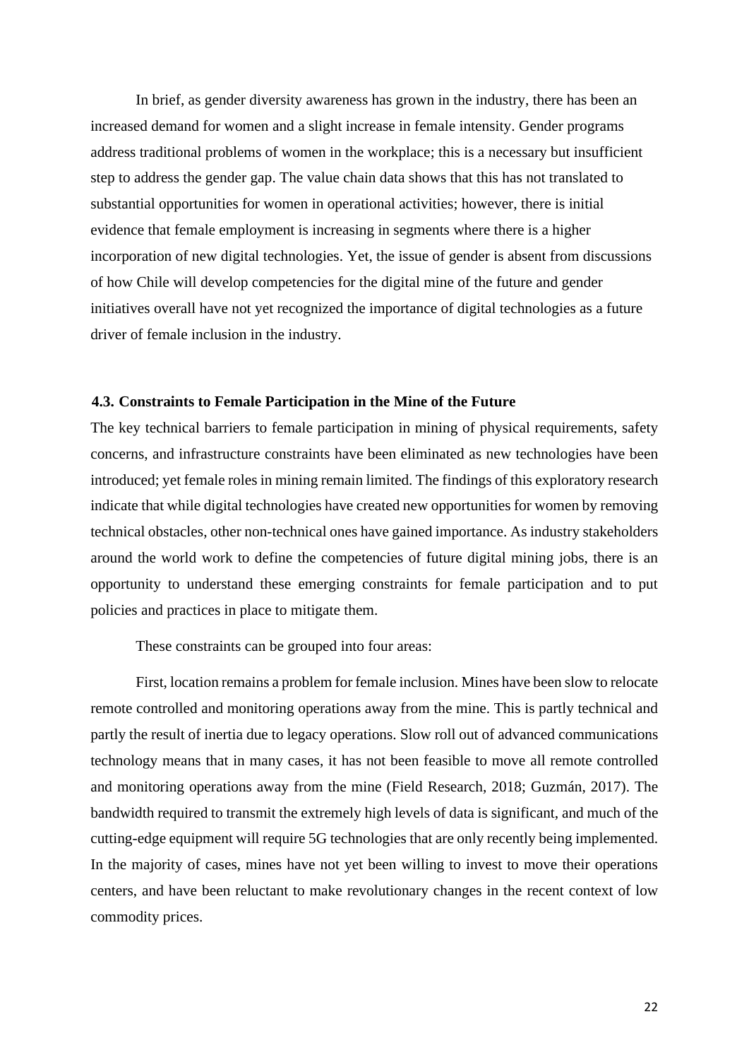In brief, as gender diversity awareness has grown in the industry, there has been an increased demand for women and a slight increase in female intensity. Gender programs address traditional problems of women in the workplace; this is a necessary but insufficient step to address the gender gap. The value chain data shows that this has not translated to substantial opportunities for women in operational activities; however, there is initial evidence that female employment is increasing in segments where there is a higher incorporation of new digital technologies. Yet, the issue of gender is absent from discussions of how Chile will develop competencies for the digital mine of the future and gender initiatives overall have not yet recognized the importance of digital technologies as a future driver of female inclusion in the industry.

### 4.3. Constraints to Female Participation in the Mine of the Future

The key technical barriers to female participation in mining of physical requirements, safety concerns, and infrastructure constraints have been eliminated as new technologies have been introduced; yet female roles in mining remain limited. The findings of this exploratory research indicate that while digital technologies have created new opportunities for women by removing technical obstacles, other non-technical ones have gained importance. As industry stakeholders around the world work to define the competencies of future digital mining jobs, there is an opportunity to understand these emerging constraints for female participation and to put policies and practices in place to mitigate them.

These constraints can be grouped into four areas:

First, location remains a problem for female inclusion. Mines have been slow to relocate remote controlled and monitoring operations away from the mine. This is partly technical and partly the result of inertia due to legacy operations. Slow roll out of advanced communications technology means that in many cases, it has not been feasible to move all remote controlled and monitoring operations away from the mine (Field Research, 2018; Guzmán, 2017). The bandwidth required to transmit the extremely high levels of data is significant, and much of the cutting-edge equipment will require 5G technologies that are only recently being implemented. In the majority of cases, mines have not yet been willing to invest to move their operations centers, and have been reluctant to make revolutionary changes in the recent context of low commodity prices.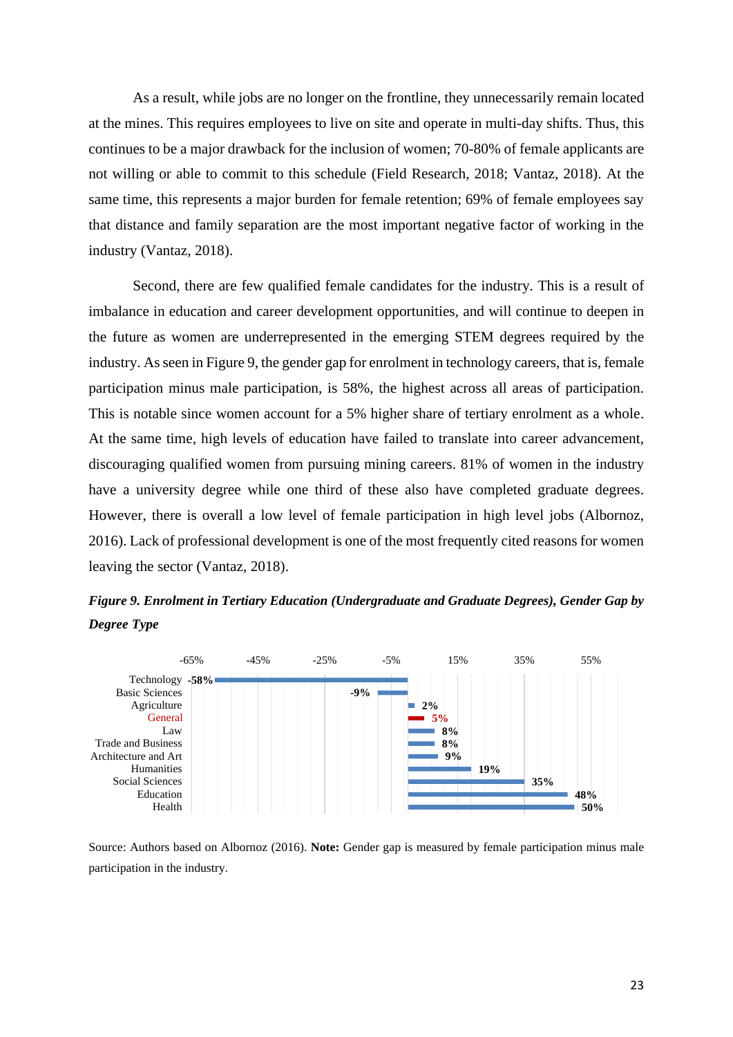As a result, while jobs are no longer on the frontline, they unnecessarily remain located at the mines. This requires employees to live on site and operate in multi-day shifts. Thus, this continues to be a major drawback for the inclusion of women; 70-80% of female applicants are not willing or able to commit to this schedule (Field Research, 2018; Vantaz, 2018). At the same time, this represents a major burden for female retention; 69% of female employees say that distance and family separation are the most important negative factor of working in the industry (Vantaz, 2018).

Second, there are few qualified female candidates for the industry. This is a result of imbalance in education and career development opportunities, and will continue to deepen in the future as women are underrepresented in the emerging STEM degrees required by the industry. As seen in Figure 9, the gender gap for enrolment in technology careers, that is, female participation minus male participation, is 58%, the highest across all areas of participation. This is notable since women account for a 5% higher share of tertiary enrolment as a whole. At the same time, high levels of education have failed to translate into career advancement, discouraging qualified women from pursuing mining careers. 81% of women in the industry have a university degree while one third of these also have completed graduate degrees. However, there is overall a low level of female participation in high level jobs (Albornoz, 2016). Lack of professional development is one of the most frequently cited reasons for women leaving the sector (Vantaz, 2018).

***Figure 9. Enrolment in Tertiary Education (Undergraduate and Graduate Degrees), Gender Gap by Degree Type***

| Degree Type | Gender Gap |
|---|---|
| Technology | -58% |
| Basic Sciences | -9% |
| Agriculture | 2% |
| General | 5% |
| Law | 8% |
| Trade and Business | 8% |
| Architecture and Art | 9% |
| Humanities | 19% |
| Social Sciences | 35% |
| Education | 48% |
| Health | 50% |

Source: Authors based on Albornoz (2016). **Note:** Gender gap is measured by female participation minus male participation in the industry.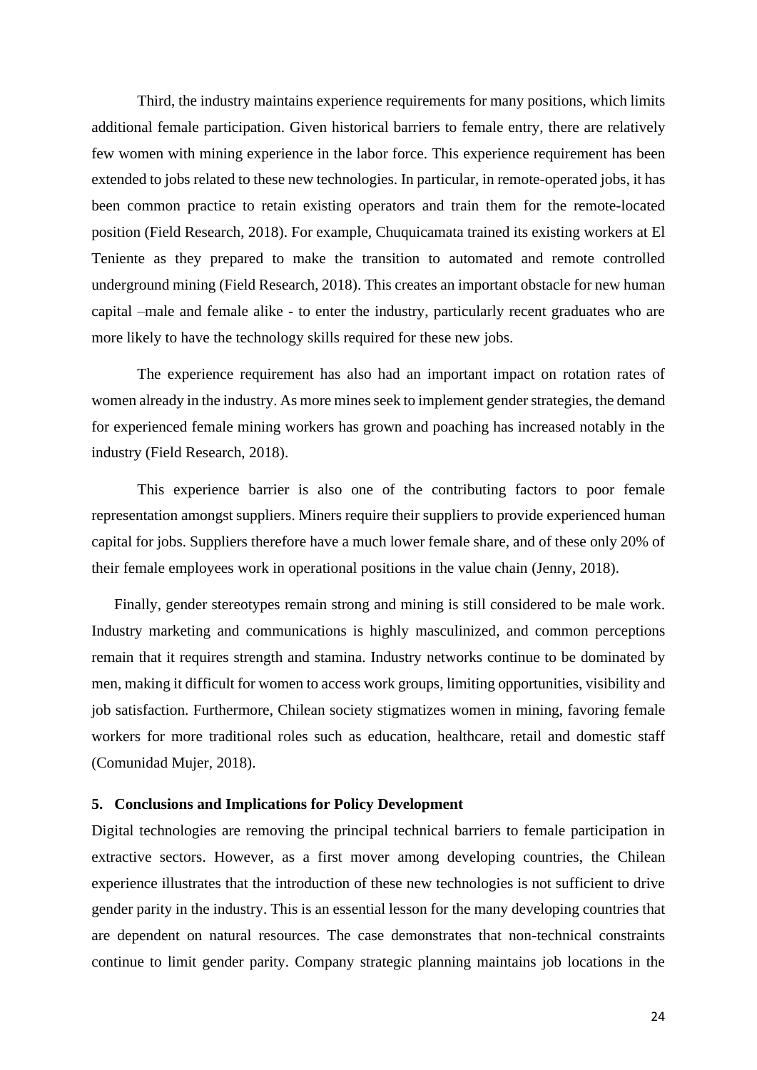Third, the industry maintains experience requirements for many positions, which limits additional female participation. Given historical barriers to female entry, there are relatively few women with mining experience in the labor force. This experience requirement has been extended to jobs related to these new technologies. In particular, in remote-operated jobs, it has been common practice to retain existing operators and train them for the remote-located position (Field Research, 2018). For example, Chuquicamata trained its existing workers at El Teniente as they prepared to make the transition to automated and remote controlled underground mining (Field Research, 2018). This creates an important obstacle for new human capital –male and female alike - to enter the industry, particularly recent graduates who are more likely to have the technology skills required for these new jobs.

The experience requirement has also had an important impact on rotation rates of women already in the industry. As more mines seek to implement gender strategies, the demand for experienced female mining workers has grown and poaching has increased notably in the industry (Field Research, 2018).

This experience barrier is also one of the contributing factors to poor female representation amongst suppliers. Miners require their suppliers to provide experienced human capital for jobs. Suppliers therefore have a much lower female share, and of these only 20% of their female employees work in operational positions in the value chain (Jenny, 2018).

Finally, gender stereotypes remain strong and mining is still considered to be male work. Industry marketing and communications is highly masculinized, and common perceptions remain that it requires strength and stamina. Industry networks continue to be dominated by men, making it difficult for women to access work groups, limiting opportunities, visibility and job satisfaction. Furthermore, Chilean society stigmatizes women in mining, favoring female workers for more traditional roles such as education, healthcare, retail and domestic staff (Comunidad Mujer, 2018).

## 5. Conclusions and Implications for Policy Development

Digital technologies are removing the principal technical barriers to female participation in extractive sectors. However, as a first mover among developing countries, the Chilean experience illustrates that the introduction of these new technologies is not sufficient to drive gender parity in the industry. This is an essential lesson for the many developing countries that are dependent on natural resources. The case demonstrates that non-technical constraints continue to limit gender parity. Company strategic planning maintains job locations in the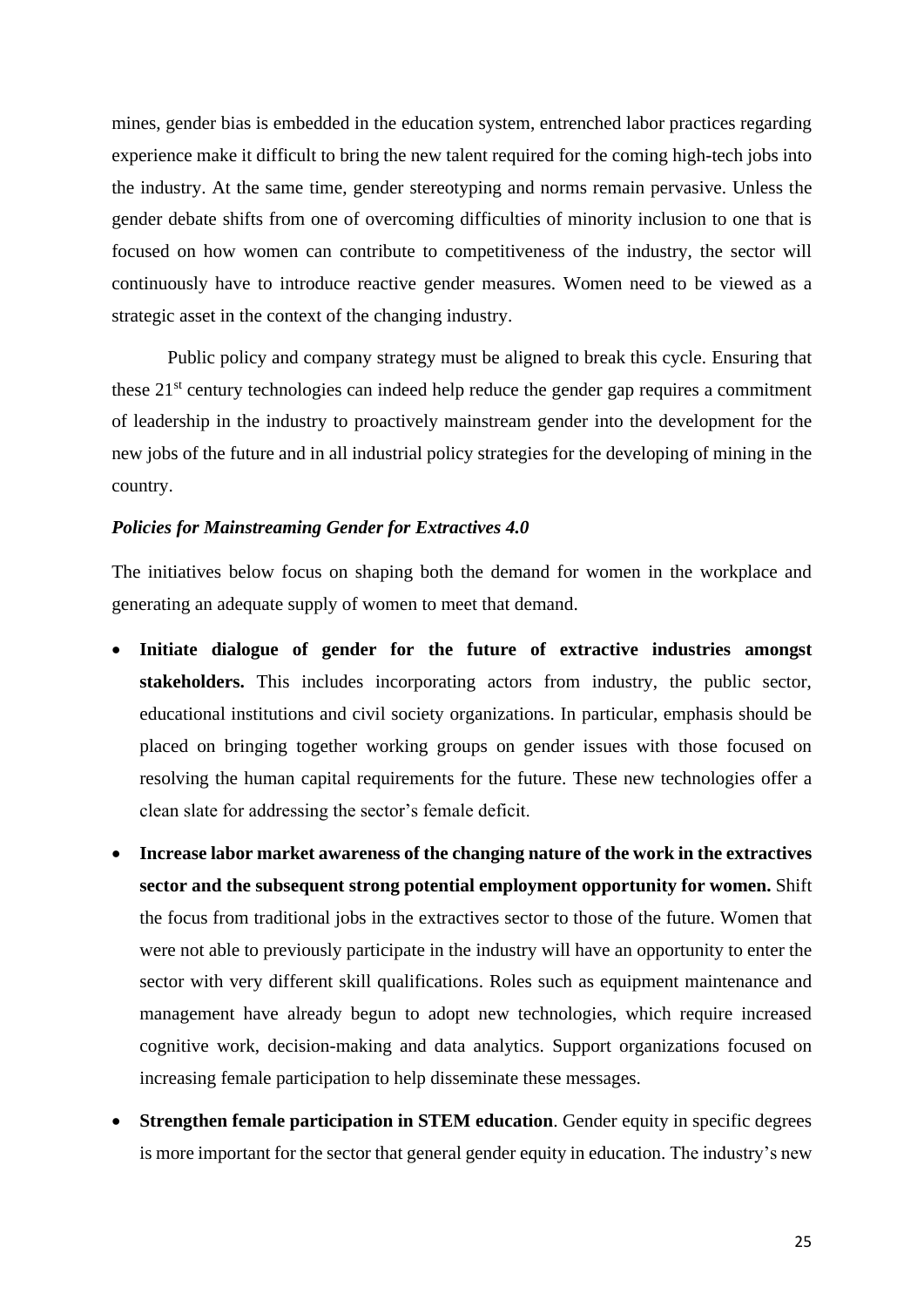mines, gender bias is embedded in the education system, entrenched labor practices regarding experience make it difficult to bring the new talent required for the coming high-tech jobs into the industry. At the same time, gender stereotyping and norms remain pervasive. Unless the gender debate shifts from one of overcoming difficulties of minority inclusion to one that is focused on how women can contribute to competitiveness of the industry, the sector will continuously have to introduce reactive gender measures. Women need to be viewed as a strategic asset in the context of the changing industry.

Public policy and company strategy must be aligned to break this cycle. Ensuring that these 21st century technologies can indeed help reduce the gender gap requires a commitment of leadership in the industry to proactively mainstream gender into the development for the new jobs of the future and in all industrial policy strategies for the developing of mining in the country.

***Policies for Mainstreaming Gender for Extractives 4.0***

The initiatives below focus on shaping both the demand for women in the workplace and generating an adequate supply of women to meet that demand.

- **Initiate dialogue of gender for the future of extractive industries amongst stakeholders.** This includes incorporating actors from industry, the public sector, educational institutions and civil society organizations. In particular, emphasis should be placed on bringing together working groups on gender issues with those focused on resolving the human capital requirements for the future. These new technologies offer a clean slate for addressing the sector's female deficit.
- **Increase labor market awareness of the changing nature of the work in the extractives sector and the subsequent strong potential employment opportunity for women.** Shift the focus from traditional jobs in the extractives sector to those of the future. Women that were not able to previously participate in the industry will have an opportunity to enter the sector with very different skill qualifications. Roles such as equipment maintenance and management have already begun to adopt new technologies, which require increased cognitive work, decision-making and data analytics. Support organizations focused on increasing female participation to help disseminate these messages.
- **Strengthen female participation in STEM education**. Gender equity in specific degrees is more important for the sector that general gender equity in education. The industry's new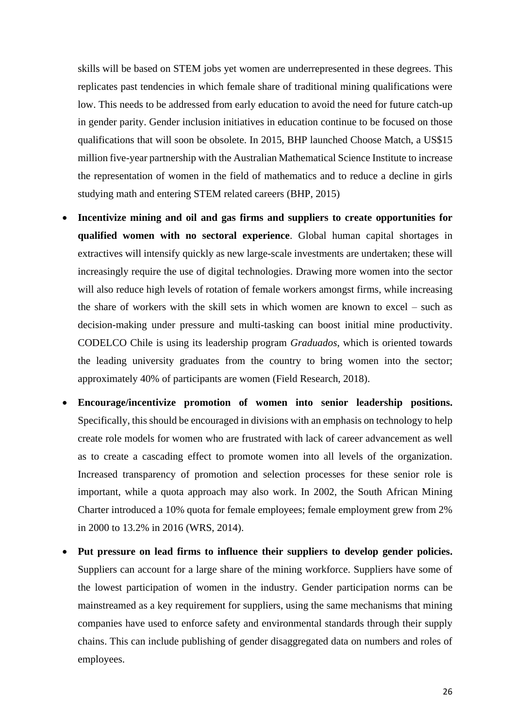skills will be based on STEM jobs yet women are underrepresented in these degrees. This replicates past tendencies in which female share of traditional mining qualifications were low. This needs to be addressed from early education to avoid the need for future catch-up in gender parity. Gender inclusion initiatives in education continue to be focused on those qualifications that will soon be obsolete. In 2015, BHP launched Choose Match, a US$15 million five-year partnership with the Australian Mathematical Science Institute to increase the representation of women in the field of mathematics and to reduce a decline in girls studying math and entering STEM related careers (BHP, 2015)

- **Incentivize mining and oil and gas firms and suppliers to create opportunities for qualified women with no sectoral experience**. Global human capital shortages in extractives will intensify quickly as new large-scale investments are undertaken; these will increasingly require the use of digital technologies. Drawing more women into the sector will also reduce high levels of rotation of female workers amongst firms, while increasing the share of workers with the skill sets in which women are known to excel – such as decision-making under pressure and multi-tasking can boost initial mine productivity. CODELCO Chile is using its leadership program *Graduados*, which is oriented towards the leading university graduates from the country to bring women into the sector; approximately 40% of participants are women (Field Research, 2018).

- **Encourage/incentivize promotion of women into senior leadership positions.** Specifically, this should be encouraged in divisions with an emphasis on technology to help create role models for women who are frustrated with lack of career advancement as well as to create a cascading effect to promote women into all levels of the organization. Increased transparency of promotion and selection processes for these senior role is important, while a quota approach may also work. In 2002, the South African Mining Charter introduced a 10% quota for female employees; female employment grew from 2% in 2000 to 13.2% in 2016 (WRS, 2014).

- **Put pressure on lead firms to influence their suppliers to develop gender policies.** Suppliers can account for a large share of the mining workforce. Suppliers have some of the lowest participation of women in the industry. Gender participation norms can be mainstreamed as a key requirement for suppliers, using the same mechanisms that mining companies have used to enforce safety and environmental standards through their supply chains. This can include publishing of gender disaggregated data on numbers and roles of employees.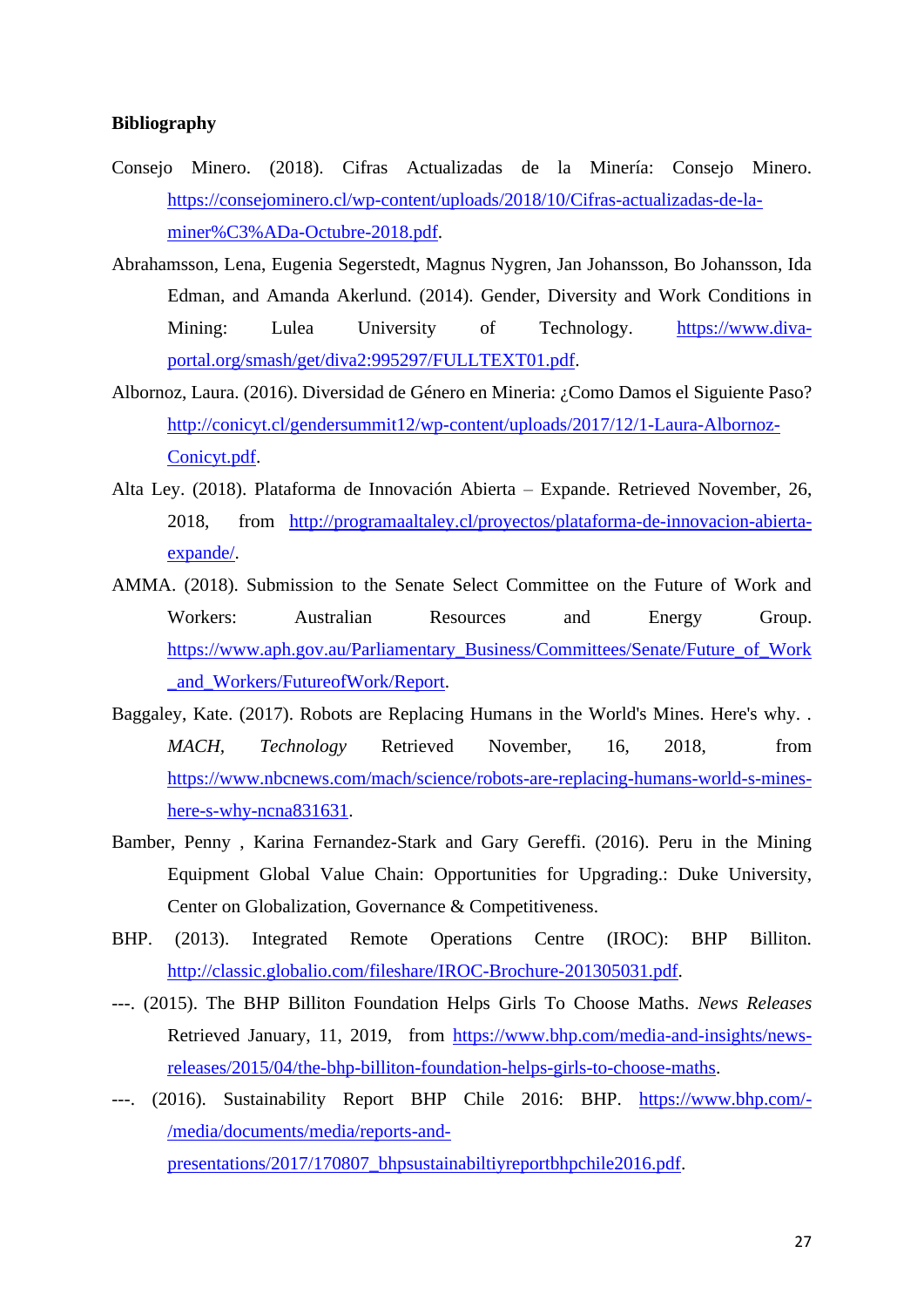**Bibliography**

Consejo Minero. (2018). Cifras Actualizadas de la Minería: Consejo Minero. https://consejominero.cl/wp-content/uploads/2018/10/Cifras-actualizadas-de-la-miner%C3%ADa-Octubre-2018.pdf.

Abrahamsson, Lena, Eugenia Segerstedt, Magnus Nygren, Jan Johansson, Bo Johansson, Ida Edman, and Amanda Akerlund. (2014). Gender, Diversity and Work Conditions in Mining: Lulea University of Technology. https://www.diva-portal.org/smash/get/diva2:995297/FULLTEXT01.pdf.

Albornoz, Laura. (2016). Diversidad de Género en Mineria: ¿Como Damos el Siguiente Paso? http://conicyt.cl/gendersummit12/wp-content/uploads/2017/12/1-Laura-Albornoz-Conicyt.pdf.

Alta Ley. (2018). Plataforma de Innovación Abierta – Expande. Retrieved November, 26, 2018, from http://programaaltaley.cl/proyectos/plataforma-de-innovacion-abierta-expande/.

AMMA. (2018). Submission to the Senate Select Committee on the Future of Work and Workers: Australian Resources and Energy Group. https://www.aph.gov.au/Parliamentary_Business/Committees/Senate/Future_of_Work_and_Workers/FutureofWork/Report.

Baggaley, Kate. (2017). Robots are Replacing Humans in the World's Mines. Here's why. . *MACH, Technology* Retrieved November, 16, 2018, from https://www.nbcnews.com/mach/science/robots-are-replacing-humans-world-s-mines-here-s-why-ncna831631.

Bamber, Penny , Karina Fernandez-Stark and Gary Gereffi. (2016). Peru in the Mining Equipment Global Value Chain: Opportunities for Upgrading.: Duke University, Center on Globalization, Governance & Competitiveness.

BHP. (2013). Integrated Remote Operations Centre (IROC): BHP Billiton. http://classic.globalio.com/fileshare/IROC-Brochure-201305031.pdf.

---. (2015). The BHP Billiton Foundation Helps Girls To Choose Maths. *News Releases* Retrieved January, 11, 2019, from https://www.bhp.com/media-and-insights/news-releases/2015/04/the-bhp-billiton-foundation-helps-girls-to-choose-maths.

---. (2016). Sustainability Report BHP Chile 2016: BHP. https://www.bhp.com/-/media/documents/media/reports-and-presentations/2017/170807_bhpsustainabiltiyreportbhpchile2016.pdf.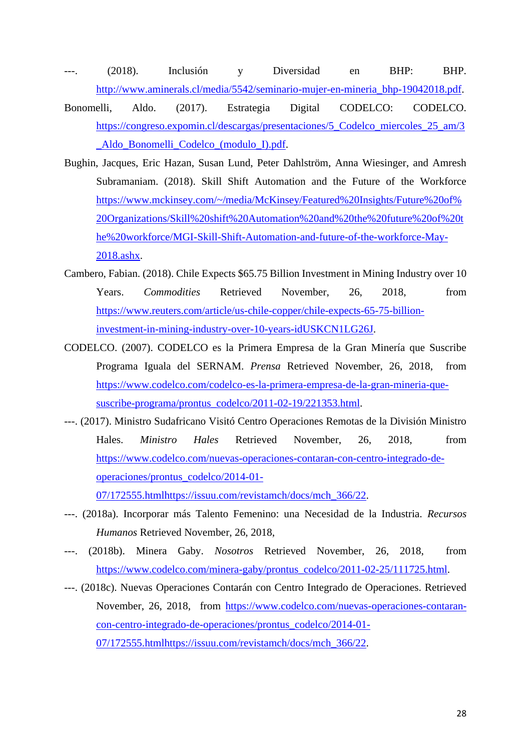---. (2018). Inclusión y Diversidad en BHP: BHP. http://www.aminerals.cl/media/5542/seminario-mujer-en-mineria_bhp-19042018.pdf.

Bonomelli, Aldo. (2017). Estrategia Digital CODELCO: CODELCO. https://congreso.expomin.cl/descargas/presentaciones/5_Codelco_miercoles_25_am/3_Aldo_Bonomelli_Codelco_(modulo_I).pdf.

Bughin, Jacques, Eric Hazan, Susan Lund, Peter Dahlström, Anna Wiesinger, and Amresh Subramaniam. (2018). Skill Shift Automation and the Future of the Workforce https://www.mckinsey.com/~/media/McKinsey/Featured%20Insights/Future%20of%20Organizations/Skill%20shift%20Automation%20and%20the%20future%20of%20the%20workforce/MGI-Skill-Shift-Automation-and-future-of-the-workforce-May-2018.ashx.

Cambero, Fabian. (2018). Chile Expects $65.75 Billion Investment in Mining Industry over 10 Years. *Commodities* Retrieved November, 26, 2018, from https://www.reuters.com/article/us-chile-copper/chile-expects-65-75-billion-investment-in-mining-industry-over-10-years-idUSKCN1LG26J.

CODELCO. (2007). CODELCO es la Primera Empresa de la Gran Minería que Suscribe Programa Iguala del SERNAM. *Prensa* Retrieved November, 26, 2018, from https://www.codelco.com/codelco-es-la-primera-empresa-de-la-gran-mineria-que-suscribe-programa/prontus_codelco/2011-02-19/221353.html.

---. (2017). Ministro Sudafricano Visitó Centro Operaciones Remotas de la División Ministro Hales. *Ministro Hales* Retrieved November, 26, 2018, from https://www.codelco.com/nuevas-operaciones-contaran-con-centro-integrado-de-operaciones/prontus_codelco/2014-01-07/172555.htmlhttps://issuu.com/revistamch/docs/mch_366/22.

---. (2018a). Incorporar más Talento Femenino: una Necesidad de la Industria. *Recursos Humanos* Retrieved November, 26, 2018,

---. (2018b). Minera Gaby. *Nosotros* Retrieved November, 26, 2018, from https://www.codelco.com/minera-gaby/prontus_codelco/2011-02-25/111725.html.

---. (2018c). Nuevas Operaciones Contarán con Centro Integrado de Operaciones. Retrieved November, 26, 2018, from https://www.codelco.com/nuevas-operaciones-contaran-con-centro-integrado-de-operaciones/prontus_codelco/2014-01-07/172555.htmlhttps://issuu.com/revistamch/docs/mch_366/22.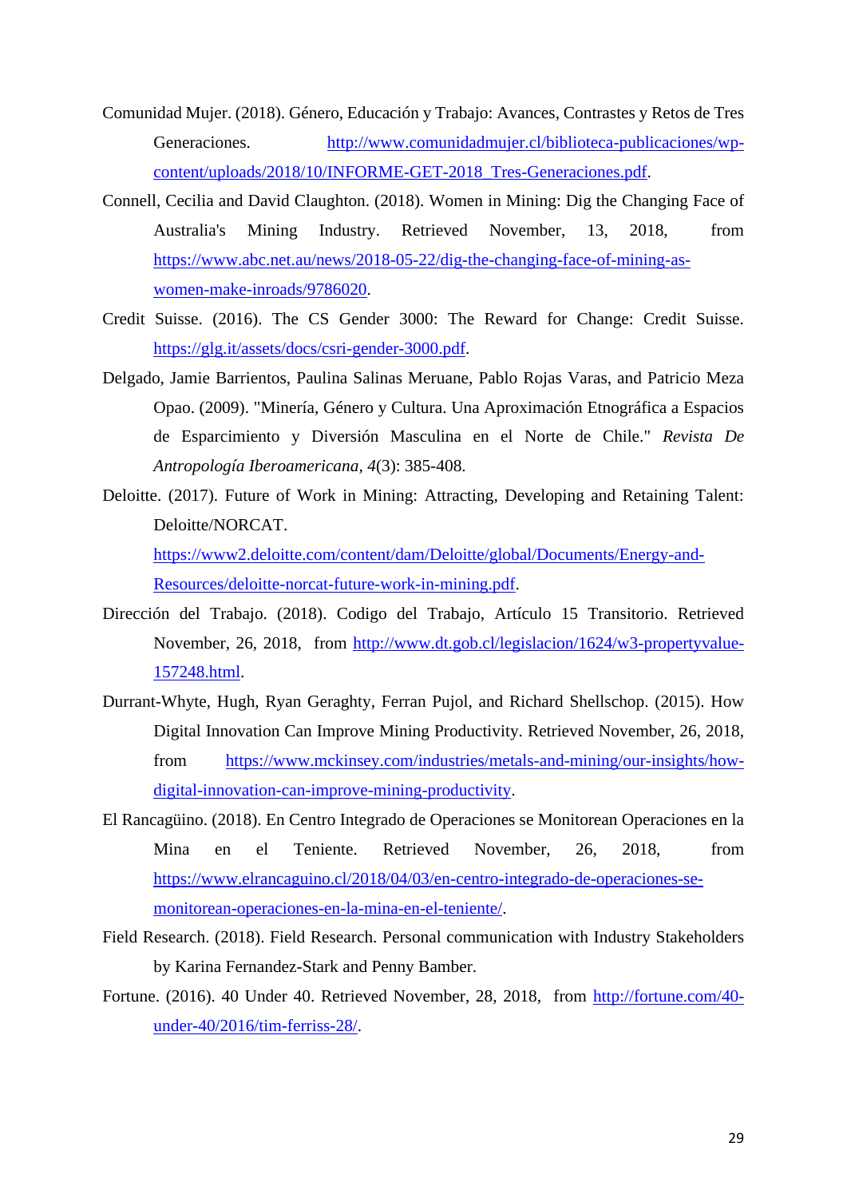Comunidad Mujer. (2018). Género, Educación y Trabajo: Avances, Contrastes y Retos de Tres Generaciones. http://www.comunidadmujer.cl/biblioteca-publicaciones/wp-content/uploads/2018/10/INFORME-GET-2018_Tres-Generaciones.pdf.

Connell, Cecilia and David Claughton. (2018). Women in Mining: Dig the Changing Face of Australia's Mining Industry. Retrieved November, 13, 2018, from https://www.abc.net.au/news/2018-05-22/dig-the-changing-face-of-mining-as-women-make-inroads/9786020.

Credit Suisse. (2016). The CS Gender 3000: The Reward for Change: Credit Suisse. https://glg.it/assets/docs/csri-gender-3000.pdf.

Delgado, Jamie Barrientos, Paulina Salinas Meruane, Pablo Rojas Varas, and Patricio Meza Opao. (2009). "Minería, Género y Cultura. Una Aproximación Etnográfica a Espacios de Esparcimiento y Diversión Masculina en el Norte de Chile." *Revista De Antropología Iberoamericana, 4*(3): 385-408.

Deloitte. (2017). Future of Work in Mining: Attracting, Developing and Retaining Talent: Deloitte/NORCAT. https://www2.deloitte.com/content/dam/Deloitte/global/Documents/Energy-and-Resources/deloitte-norcat-future-work-in-mining.pdf.

Dirección del Trabajo. (2018). Codigo del Trabajo, Artículo 15 Transitorio. Retrieved November, 26, 2018, from http://www.dt.gob.cl/legislacion/1624/w3-propertyvalue-157248.html.

Durrant-Whyte, Hugh, Ryan Geraghty, Ferran Pujol, and Richard Shellschop. (2015). How Digital Innovation Can Improve Mining Productivity. Retrieved November, 26, 2018, from https://www.mckinsey.com/industries/metals-and-mining/our-insights/how-digital-innovation-can-improve-mining-productivity.

El Rancagüino. (2018). En Centro Integrado de Operaciones se Monitorean Operaciones en la Mina en el Teniente. Retrieved November, 26, 2018, from https://www.elrancaguino.cl/2018/04/03/en-centro-integrado-de-operaciones-se-monitorean-operaciones-en-la-mina-en-el-teniente/.

Field Research. (2018). Field Research. Personal communication with Industry Stakeholders by Karina Fernandez-Stark and Penny Bamber.

Fortune. (2016). 40 Under 40. Retrieved November, 28, 2018, from http://fortune.com/40-under-40/2016/tim-ferriss-28/.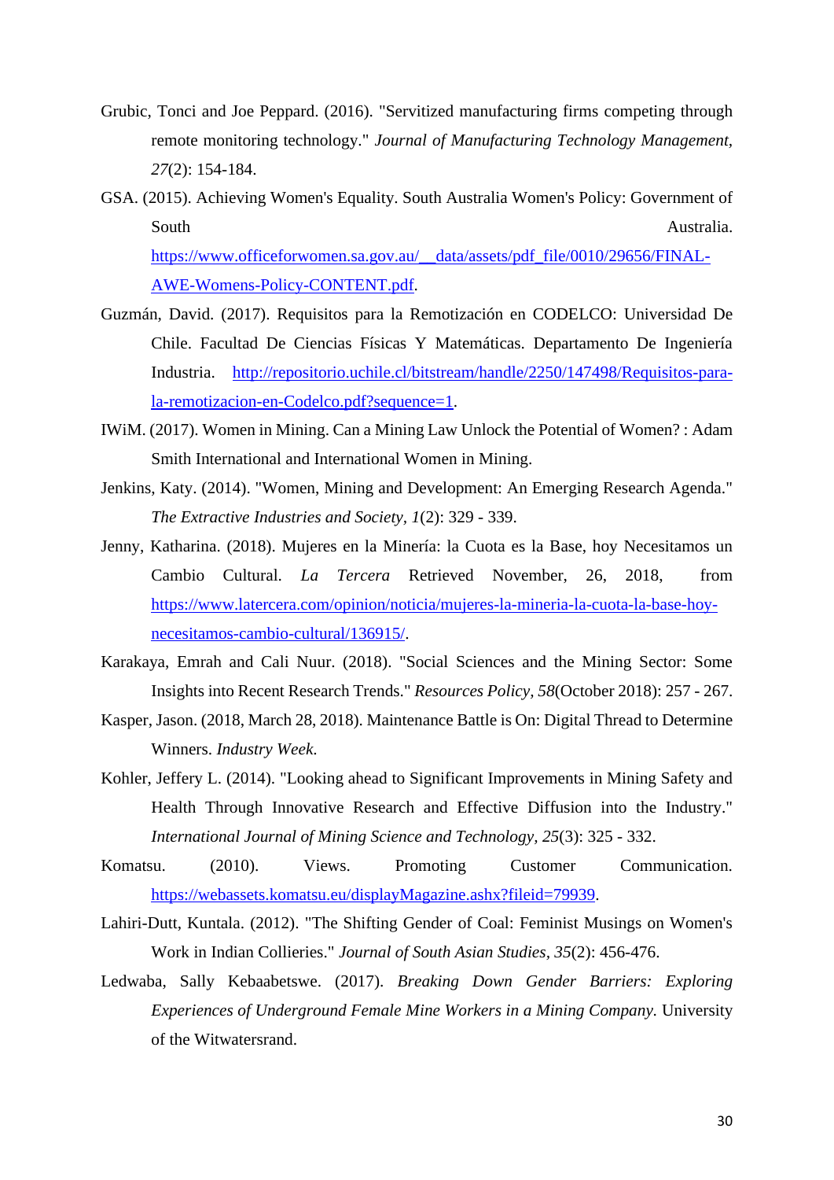Grubic, Tonci and Joe Peppard. (2016). "Servitized manufacturing firms competing through remote monitoring technology." *Journal of Manufacturing Technology Management, 27*(2): 154-184.

GSA. (2015). Achieving Women's Equality. South Australia Women's Policy: Government of South Australia. https://www.officeforwomen.sa.gov.au/__data/assets/pdf_file/0010/29656/FINAL-AWE-Womens-Policy-CONTENT.pdf.

Guzmán, David. (2017). Requisitos para la Remotización en CODELCO: Universidad De Chile. Facultad De Ciencias Físicas Y Matemáticas. Departamento De Ingeniería Industria. http://repositorio.uchile.cl/bitstream/handle/2250/147498/Requisitos-para-la-remotizacion-en-Codelco.pdf?sequence=1.

IWiM. (2017). Women in Mining. Can a Mining Law Unlock the Potential of Women? : Adam Smith International and International Women in Mining.

Jenkins, Katy. (2014). "Women, Mining and Development: An Emerging Research Agenda." *The Extractive Industries and Society, 1*(2): 329 - 339.

Jenny, Katharina. (2018). Mujeres en la Minería: la Cuota es la Base, hoy Necesitamos un Cambio Cultural. *La Tercera* Retrieved November, 26, 2018, from https://www.latercera.com/opinion/noticia/mujeres-la-mineria-la-cuota-la-base-hoy-necesitamos-cambio-cultural/136915/.

Karakaya, Emrah and Cali Nuur. (2018). "Social Sciences and the Mining Sector: Some Insights into Recent Research Trends." *Resources Policy, 58*(October 2018): 257 - 267.

Kasper, Jason. (2018, March 28, 2018). Maintenance Battle is On: Digital Thread to Determine Winners. *Industry Week*.

Kohler, Jeffery L. (2014). "Looking ahead to Significant Improvements in Mining Safety and Health Through Innovative Research and Effective Diffusion into the Industry." *International Journal of Mining Science and Technology, 25*(3): 325 - 332.

Komatsu. (2010). Views. Promoting Customer Communication. https://webassets.komatsu.eu/displayMagazine.ashx?fileid=79939.

Lahiri-Dutt, Kuntala. (2012). "The Shifting Gender of Coal: Feminist Musings on Women's Work in Indian Collieries." *Journal of South Asian Studies, 35*(2): 456-476.

Ledwaba, Sally Kebaabetswe. (2017). *Breaking Down Gender Barriers: Exploring Experiences of Underground Female Mine Workers in a Mining Company*. University of the Witwatersrand.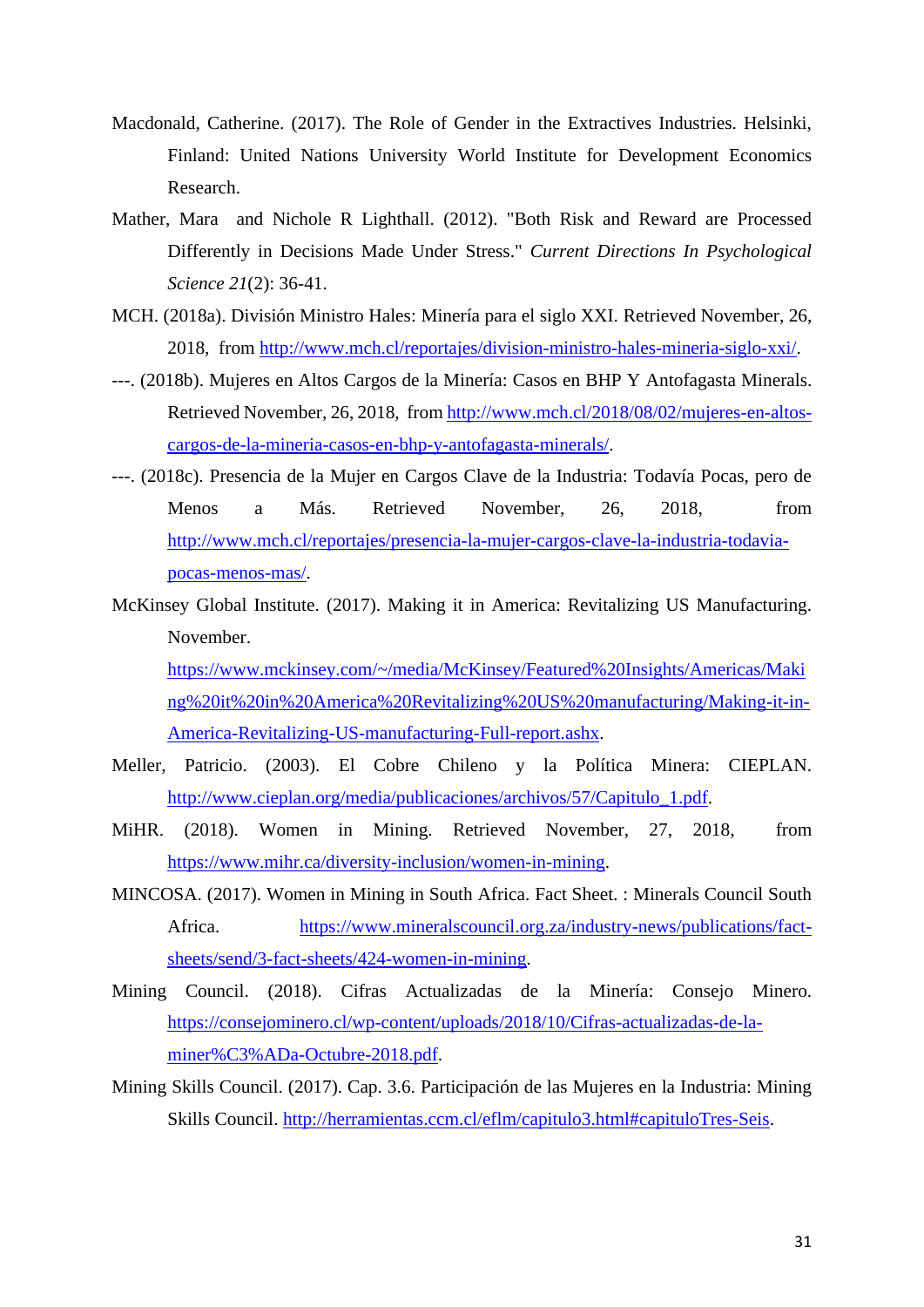Macdonald, Catherine. (2017). The Role of Gender in the Extractives Industries. Helsinki, Finland: United Nations University World Institute for Development Economics Research.

Mather, Mara and Nichole R Lighthall. (2012). "Both Risk and Reward are Processed Differently in Decisions Made Under Stress." *Current Directions In Psychological Science 21*(2): 36-41.

MCH. (2018a). División Ministro Hales: Minería para el siglo XXI. Retrieved November, 26, 2018, from http://www.mch.cl/reportajes/division-ministro-hales-mineria-siglo-xxi/.

---. (2018b). Mujeres en Altos Cargos de la Minería: Casos en BHP Y Antofagasta Minerals. Retrieved November, 26, 2018, from http://www.mch.cl/2018/08/02/mujeres-en-altos-cargos-de-la-mineria-casos-en-bhp-y-antofagasta-minerals/.

---. (2018c). Presencia de la Mujer en Cargos Clave de la Industria: Todavía Pocas, pero de Menos a Más. Retrieved November, 26, 2018, from http://www.mch.cl/reportajes/presencia-la-mujer-cargos-clave-la-industria-todavia-pocas-menos-mas/.

McKinsey Global Institute. (2017). Making it in America: Revitalizing US Manufacturing. November. https://www.mckinsey.com/~/media/McKinsey/Featured%20Insights/Americas/Making%20it%20in%20America%20Revitalizing%20US%20manufacturing/Making-it-in-America-Revitalizing-US-manufacturing-Full-report.ashx.

Meller, Patricio. (2003). El Cobre Chileno y la Política Minera: CIEPLAN. http://www.cieplan.org/media/publicaciones/archivos/57/Capitulo_1.pdf.

MiHR. (2018). Women in Mining. Retrieved November, 27, 2018, from https://www.mihr.ca/diversity-inclusion/women-in-mining.

MINCOSA. (2017). Women in Mining in South Africa. Fact Sheet. : Minerals Council South Africa. https://www.mineralscouncil.org.za/industry-news/publications/fact-sheets/send/3-fact-sheets/424-women-in-mining.

Mining Council. (2018). Cifras Actualizadas de la Minería: Consejo Minero. https://consejominero.cl/wp-content/uploads/2018/10/Cifras-actualizadas-de-la-miner%C3%ADa-Octubre-2018.pdf.

Mining Skills Council. (2017). Cap. 3.6. Participación de las Mujeres en la Industria: Mining Skills Council. http://herramientas.ccm.cl/eflm/capitulo3.html#capituloTres-Seis.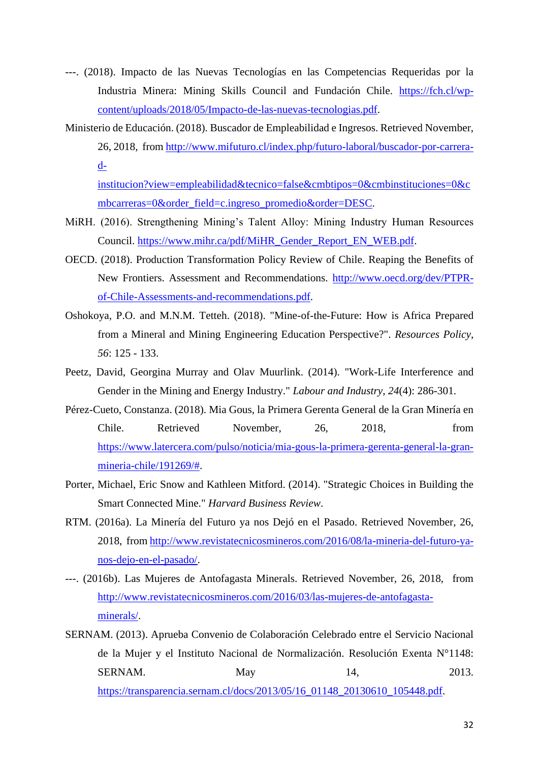---. (2018). Impacto de las Nuevas Tecnologías en las Competencias Requeridas por la Industria Minera: Mining Skills Council and Fundación Chile. https://fch.cl/wp-content/uploads/2018/05/Impacto-de-las-nuevas-tecnologias.pdf.

Ministerio de Educación. (2018). Buscador de Empleabilidad e Ingresos. Retrieved November, 26, 2018, from http://www.mifuturo.cl/index.php/futuro-laboral/buscador-por-carrera-d-institucion?view=empleabilidad&tecnico=false&cmbtipos=0&cmbinstituciones=0&cmbcarreras=0&order_field=c.ingreso_promedio&order=DESC.

MiRH. (2016). Strengthening Mining's Talent Alloy: Mining Industry Human Resources Council. https://www.mihr.ca/pdf/MiHR_Gender_Report_EN_WEB.pdf.

OECD. (2018). Production Transformation Policy Review of Chile. Reaping the Benefits of New Frontiers. Assessment and Recommendations. http://www.oecd.org/dev/PTPR-of-Chile-Assessments-and-recommendations.pdf.

Oshokoya, P.O. and M.N.M. Tetteh. (2018). "Mine-of-the-Future: How is Africa Prepared from a Mineral and Mining Engineering Education Perspective?". *Resources Policy*, *56*: 125 - 133.

Peetz, David, Georgina Murray and Olav Muurlink. (2014). "Work-Life Interference and Gender in the Mining and Energy Industry." *Labour and Industry*, *24*(4): 286-301.

Pérez-Cueto, Constanza. (2018). Mia Gous, la Primera Gerenta General de la Gran Minería en Chile. Retrieved November, 26, 2018, from https://www.latercera.com/pulso/noticia/mia-gous-la-primera-gerenta-general-la-gran-mineria-chile/191269/#.

Porter, Michael, Eric Snow and Kathleen Mitford. (2014). "Strategic Choices in Building the Smart Connected Mine." *Harvard Business Review*.

RTM. (2016a). La Minería del Futuro ya nos Dejó en el Pasado. Retrieved November, 26, 2018, from http://www.revistatecnicosmineros.com/2016/08/la-mineria-del-futuro-ya-nos-dejo-en-el-pasado/.

---. (2016b). Las Mujeres de Antofagasta Minerals. Retrieved November, 26, 2018, from http://www.revistatecnicosmineros.com/2016/03/las-mujeres-de-antofagasta-minerals/.

SERNAM. (2013). Aprueba Convenio de Colaboración Celebrado entre el Servicio Nacional de la Mujer y el Instituto Nacional de Normalización. Resolución Exenta N°1148: SERNAM. May 14, 2013. https://transparencia.sernam.cl/docs/2013/05/16_01148_20130610_105448.pdf.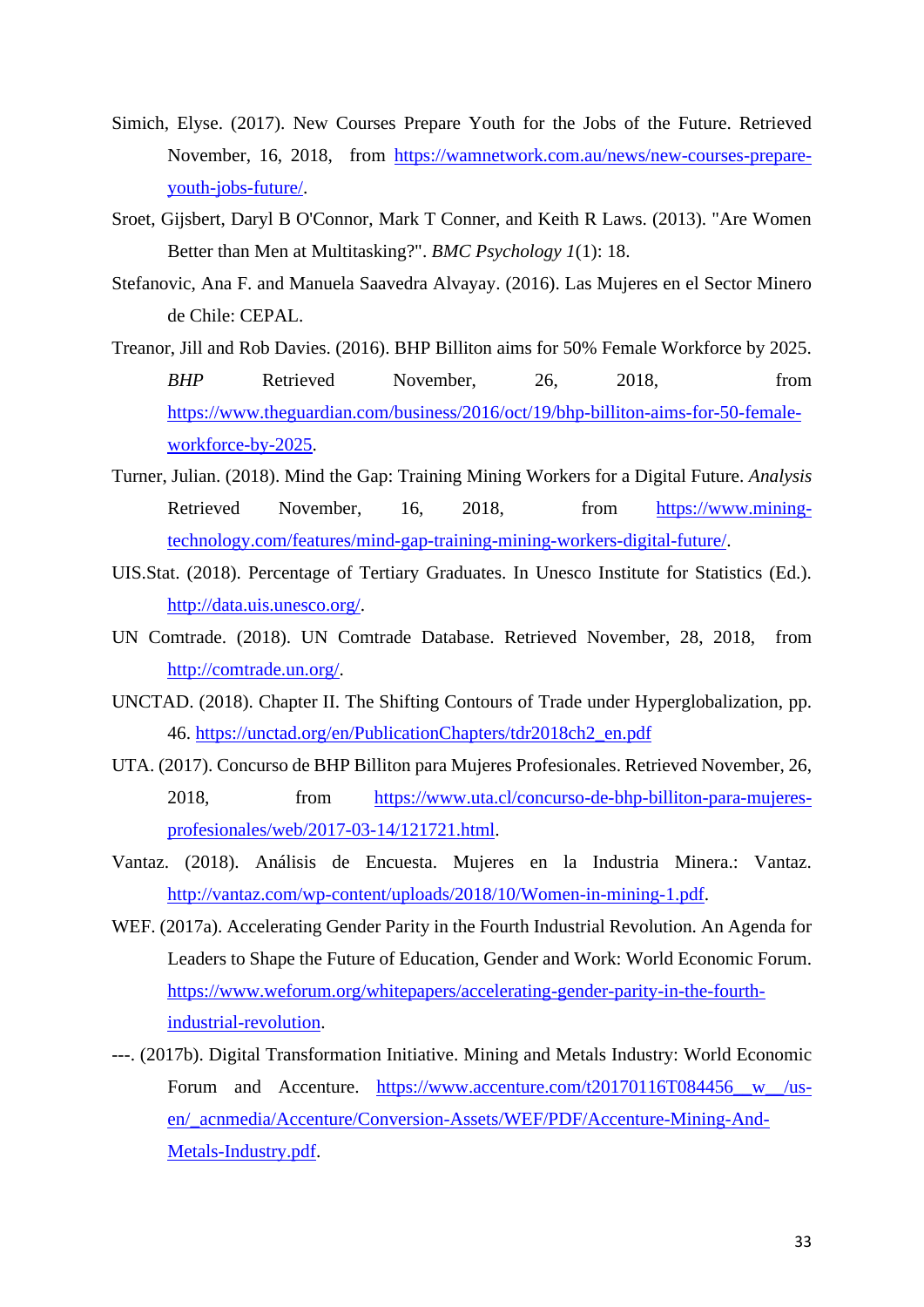Simich, Elyse. (2017). New Courses Prepare Youth for the Jobs of the Future. Retrieved November, 16, 2018, from https://wamnetwork.com.au/news/new-courses-prepare-youth-jobs-future/.

Sroet, Gijsbert, Daryl B O'Connor, Mark T Conner, and Keith R Laws. (2013). "Are Women Better than Men at Multitasking?". *BMC Psychology 1*(1): 18.

Stefanovic, Ana F. and Manuela Saavedra Alvayay. (2016). Las Mujeres en el Sector Minero de Chile: CEPAL.

Treanor, Jill and Rob Davies. (2016). BHP Billiton aims for 50% Female Workforce by 2025. *BHP* Retrieved November, 26, 2018, from https://www.theguardian.com/business/2016/oct/19/bhp-billiton-aims-for-50-female-workforce-by-2025.

Turner, Julian. (2018). Mind the Gap: Training Mining Workers for a Digital Future. *Analysis* Retrieved November, 16, 2018, from https://www.mining-technology.com/features/mind-gap-training-mining-workers-digital-future/.

UIS.Stat. (2018). Percentage of Tertiary Graduates. In Unesco Institute for Statistics (Ed.). http://data.uis.unesco.org/.

UN Comtrade. (2018). UN Comtrade Database. Retrieved November, 28, 2018, from http://comtrade.un.org/.

UNCTAD. (2018). Chapter II. The Shifting Contours of Trade under Hyperglobalization, pp. 46. https://unctad.org/en/PublicationChapters/tdr2018ch2_en.pdf

UTA. (2017). Concurso de BHP Billiton para Mujeres Profesionales. Retrieved November, 26, 2018, from https://www.uta.cl/concurso-de-bhp-billiton-para-mujeres-profesionales/web/2017-03-14/121721.html.

Vantaz. (2018). Análisis de Encuesta. Mujeres en la Industria Minera.: Vantaz. http://vantaz.com/wp-content/uploads/2018/10/Women-in-mining-1.pdf.

WEF. (2017a). Accelerating Gender Parity in the Fourth Industrial Revolution. An Agenda for Leaders to Shape the Future of Education, Gender and Work: World Economic Forum. https://www.weforum.org/whitepapers/accelerating-gender-parity-in-the-fourth-industrial-revolution.

---. (2017b). Digital Transformation Initiative. Mining and Metals Industry: World Economic Forum and Accenture. https://www.accenture.com/t20170116T084456__w__/us-en/_acnmedia/Accenture/Conversion-Assets/WEF/PDF/Accenture-Mining-And-Metals-Industry.pdf.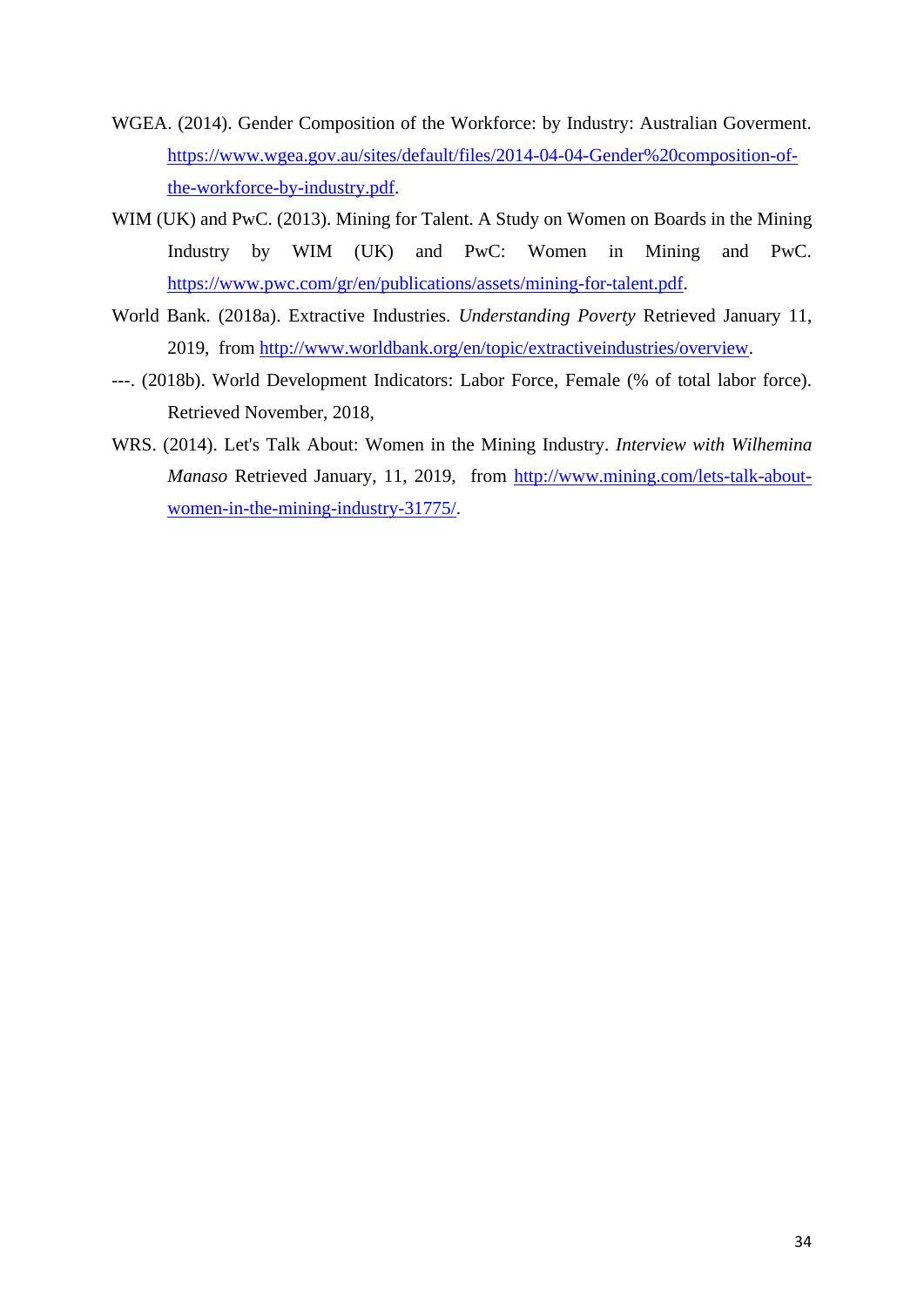WGEA. (2014). Gender Composition of the Workforce: by Industry: Australian Goverment. https://www.wgea.gov.au/sites/default/files/2014-04-04-Gender%20composition-of-the-workforce-by-industry.pdf.

WIM (UK) and PwC. (2013). Mining for Talent. A Study on Women on Boards in the Mining Industry by WIM (UK) and PwC: Women in Mining and PwC. https://www.pwc.com/gr/en/publications/assets/mining-for-talent.pdf.

World Bank. (2018a). Extractive Industries. *Understanding Poverty* Retrieved January 11, 2019, from http://www.worldbank.org/en/topic/extractiveindustries/overview.

---. (2018b). World Development Indicators: Labor Force, Female (% of total labor force). Retrieved November, 2018,

WRS. (2014). Let's Talk About: Women in the Mining Industry. *Interview with Wilhemina Manaso* Retrieved January, 11, 2019, from http://www.mining.com/lets-talk-about-women-in-the-mining-industry-31775/.